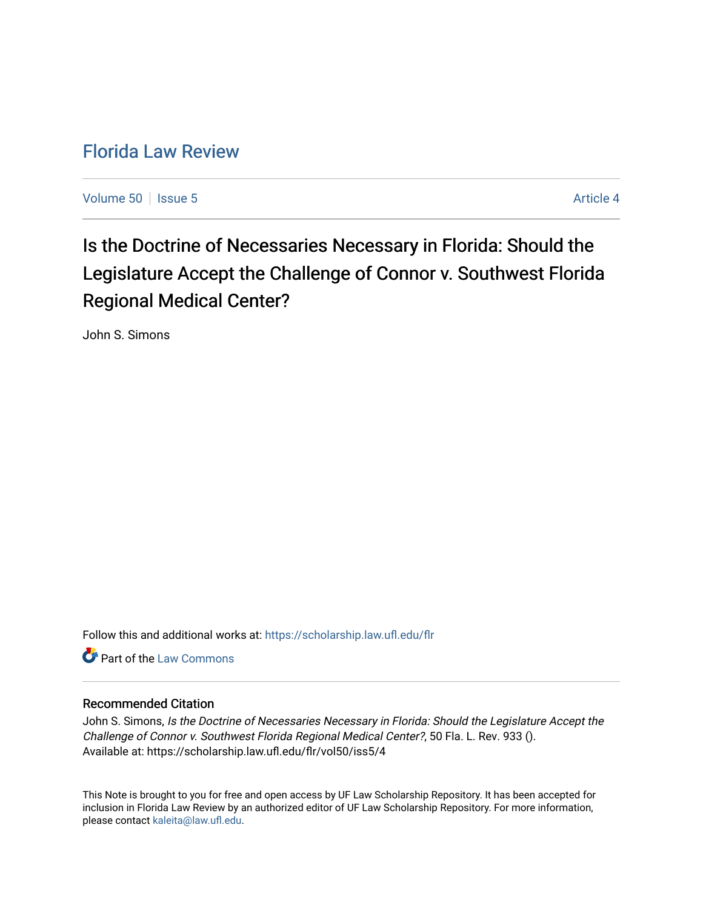# Florida Law Review

Volume 50 | Issue 5 | Article 4

## Is the Doctrine of Necessaries Necessary in Florida: Should the Legislature Accept the Challenge of Connor v. Southwest Florida Regional Medical Center?

John S. Simons

Follow this and additional works at: https://scholarship.law.ufl.edu/flr

Part of the Law Commons

### Recommended Citation

John S. Simons, *Is the Doctrine of Necessaries Necessary in Florida: Should the Legislature Accept the Challenge of Connor v. Southwest Florida Regional Medical Center?*, 50 Fla. L. Rev. 933 ().
Available at: https://scholarship.law.ufl.edu/flr/vol50/iss5/4

This Note is brought to you for free and open access by UF Law Scholarship Repository. It has been accepted for inclusion in Florida Law Review by an authorized editor of UF Law Scholarship Repository. For more information, please contact kaleita@law.ufl.edu.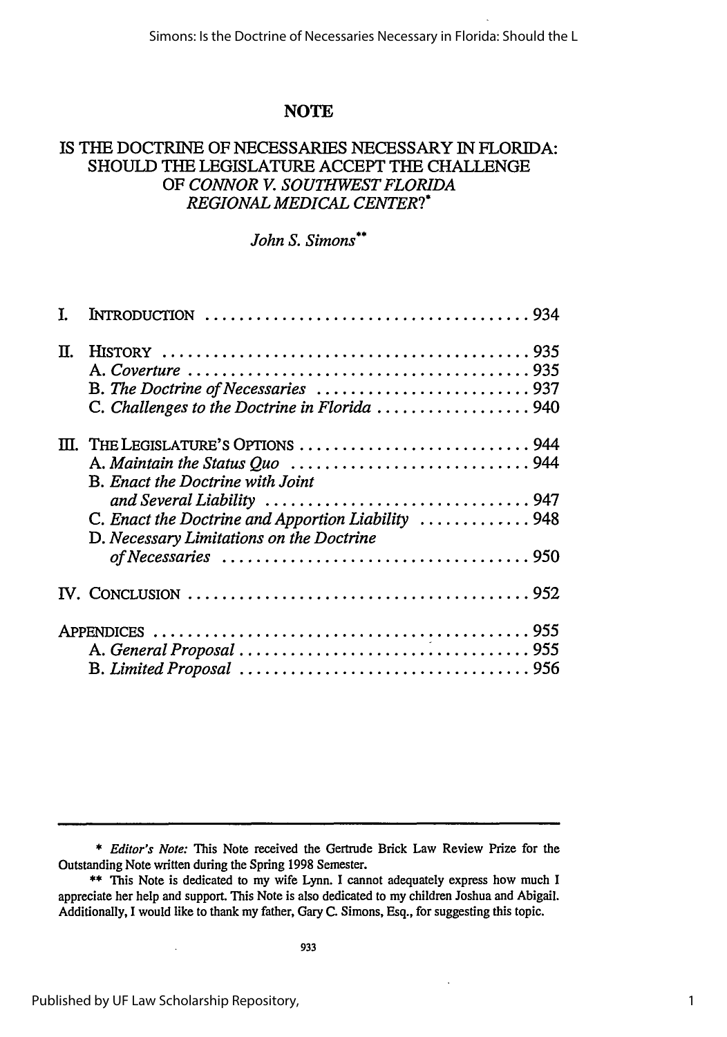## NOTE

# IS THE DOCTRINE OF NECESSARIES NECESSARY IN FLORIDA: SHOULD THE LEGISLATURE ACCEPT THE CHALLENGE OF *CONNOR V. SOUTHWEST FLORIDA REGIONAL MEDICAL CENTER*?*

*John S. Simons*[**]

I. INTRODUCTION ..................................... 934

II. HISTORY ........................................... 935
   A. *Coverture* ..................................... 935
   B. *The Doctrine of Necessaries* ........................ 937
   C. *Challenges to the Doctrine in Florida* .................. 940

III. THE LEGISLATURE'S OPTIONS ............................ 944
   A. *Maintain the Status Quo* ............................ 944
   B. *Enact the Doctrine with Joint and Several Liability* ............................... 947
   C. *Enact the Doctrine and Apportion Liability* ............. 948
   D. *Necessary Limitations on the Doctrine of Necessaries* .................................... 950

IV. CONCLUSION ........................................ 952

APPENDICES ............................................ 955
   A. *General Proposal* ................................. 955
   B. *Limited Proposal* .................................. 956

---

\* *Editor's Note:* This Note received the Gertrude Brick Law Review Prize for the Outstanding Note written during the Spring 1998 Semester.

\*\* This Note is dedicated to my wife Lynn. I cannot adequately express how much I appreciate her help and support. This Note is also dedicated to my children Joshua and Abigail. Additionally, I would like to thank my father, Gary C. Simons, Esq., for suggesting this topic.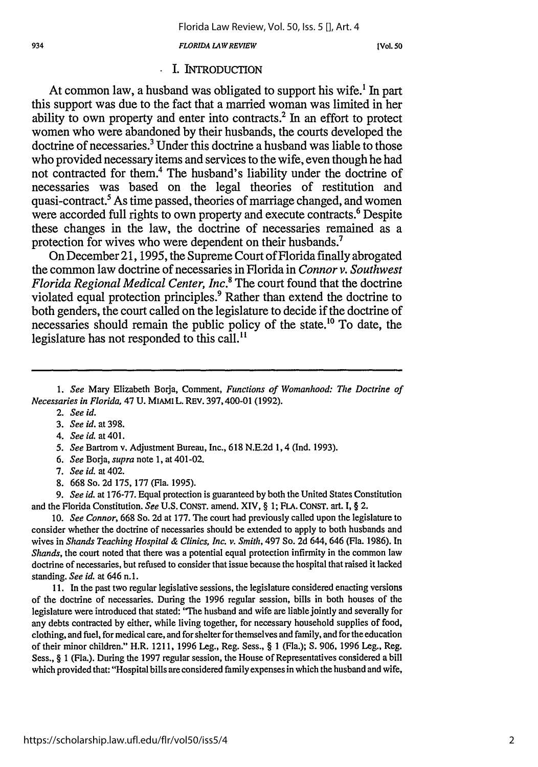## I. INTRODUCTION

At common law, a husband was obligated to support his wife.[1] In part this support was due to the fact that a married woman was limited in her ability to own property and enter into contracts.[2] In an effort to protect women who were abandoned by their husbands, the courts developed the doctrine of necessaries.[3] Under this doctrine a husband was liable to those who provided necessary items and services to the wife, even though he had not contracted for them.[4] The husband's liability under the doctrine of necessaries was based on the legal theories of restitution and quasi-contract.[5] As time passed, theories of marriage changed, and women were accorded full rights to own property and execute contracts.[6] Despite these changes in the law, the doctrine of necessaries remained as a protection for wives who were dependent on their husbands.[7]

On December 21, 1995, the Supreme Court of Florida finally abrogated the common law doctrine of necessaries in Florida in *Connor v. Southwest Florida Regional Medical Center, Inc.*[8] The court found that the doctrine violated equal protection principles.[9] Rather than extend the doctrine to both genders, the court called on the legislature to decide if the doctrine of necessaries should remain the public policy of the state.[10] To date, the legislature has not responded to this call.[11]

---

1. *See* Mary Elizabeth Borja, Comment, *Functions of Womanhood: The Doctrine of Necessaries in Florida*, 47 U. MIAMI L. REV. 397, 400-01 (1992).

2. *See id.*

3. *See id.* at 398.

4. *See id.* at 401.

5. *See* Bartrom v. Adjustment Bureau, Inc., 618 N.E.2d 1, 4 (Ind. 1993).

6. *See* Borja, *supra* note 1, at 401-02.

7. *See id.* at 402.

8. 668 So. 2d 175, 177 (Fla. 1995).

9. *See id.* at 176-77. Equal protection is guaranteed by both the United States Constitution and the Florida Constitution. *See* U.S. CONST. amend. XIV, § 1; FLA. CONST. art. I, § 2.

10. *See Connor*, 668 So. 2d at 177. The court had previously called upon the legislature to consider whether the doctrine of necessaries should be extended to apply to both husbands and wives in *Shands Teaching Hospital & Clinics, Inc. v. Smith*, 497 So. 2d 644, 646 (Fla. 1986). In *Shands*, the court noted that there was a potential equal protection infirmity in the common law doctrine of necessaries, but refused to consider that issue because the hospital that raised it lacked standing. *See id.* at 646 n.1.

11. In the past two regular legislative sessions, the legislature considered enacting versions of the doctrine of necessaries. During the 1996 regular session, bills in both houses of the legislature were introduced that stated: "The husband and wife are liable jointly and severally for any debts contracted by either, while living together, for necessary household supplies of food, clothing, and fuel, for medical care, and for shelter for themselves and family, and for the education of their minor children." H.R. 1211, 1996 Leg., Reg. Sess., § 1 (Fla.); S. 906, 1996 Leg., Reg. Sess., § 1 (Fla.). During the 1997 regular session, the House of Representatives considered a bill which provided that: "Hospital bills are considered family expenses in which the husband and wife,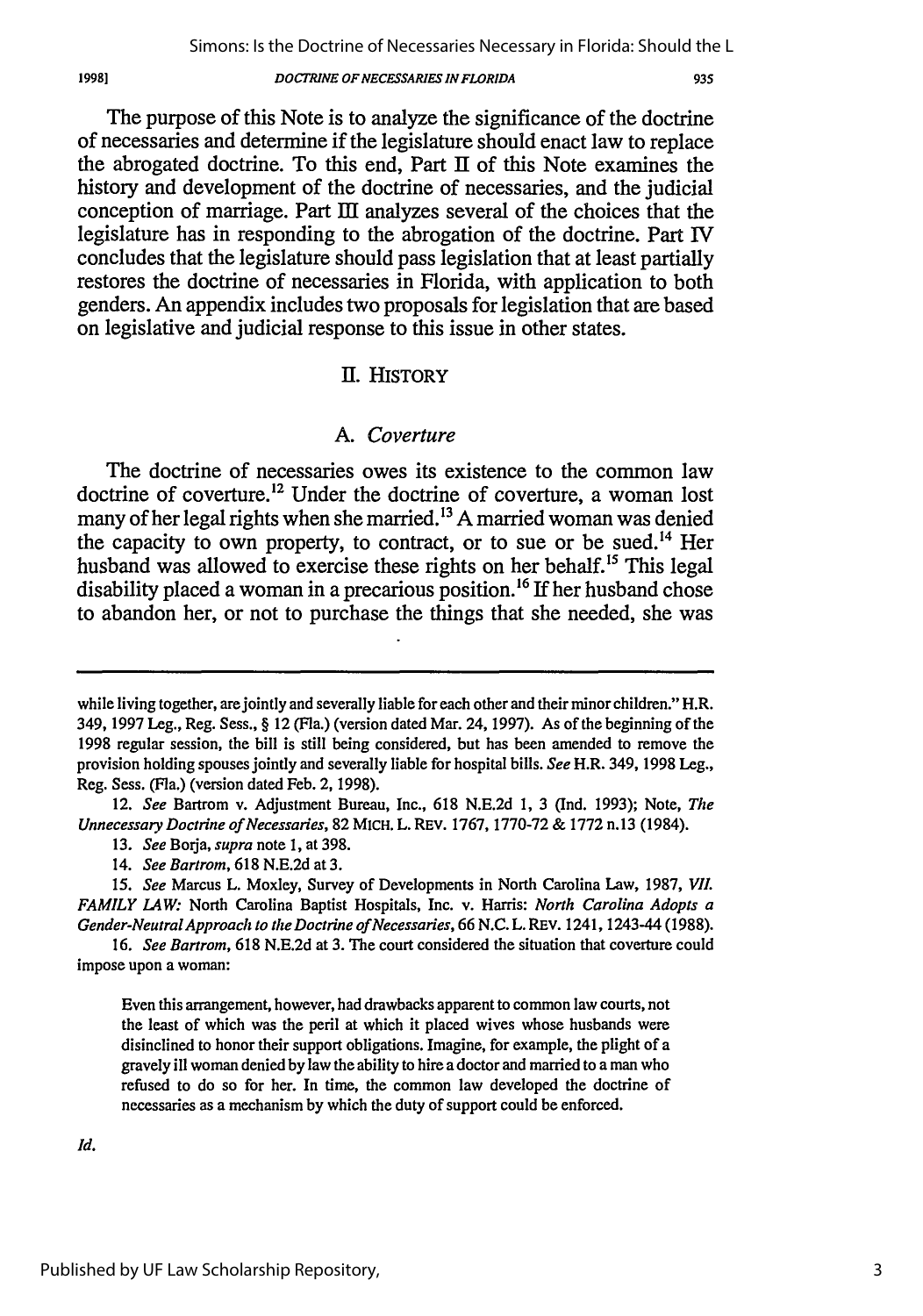The purpose of this Note is to analyze the significance of the doctrine of necessaries and determine if the legislature should enact law to replace the abrogated doctrine. To this end, Part II of this Note examines the history and development of the doctrine of necessaries, and the judicial conception of marriage. Part III analyzes several of the choices that the legislature has in responding to the abrogation of the doctrine. Part IV concludes that the legislature should pass legislation that at least partially restores the doctrine of necessaries in Florida, with application to both genders. An appendix includes two proposals for legislation that are based on legislative and judicial response to this issue in other states.

## II. HISTORY

### A. *Coverture*

The doctrine of necessaries owes its existence to the common law doctrine of coverture.[12] Under the doctrine of coverture, a woman lost many of her legal rights when she married.[13] A married woman was denied the capacity to own property, to contract, or to sue or be sued.[14] Her husband was allowed to exercise these rights on her behalf.[15] This legal disability placed a woman in a precarious position.[16] If her husband chose to abandon her, or not to purchase the things that she needed, she was

---

while living together, are jointly and severally liable for each other and their minor children." H.R. 349, 1997 Leg., Reg. Sess., § 12 (Fla.) (version dated Mar. 24, 1997). As of the beginning of the 1998 regular session, the bill is still being considered, but has been amended to remove the provision holding spouses jointly and severally liable for hospital bills. *See* H.R. 349, 1998 Leg., Reg. Sess. (Fla.) (version dated Feb. 2, 1998).

12. *See* Bartrom v. Adjustment Bureau, Inc., 618 N.E.2d 1, 3 (Ind. 1993); Note, *The Unnecessary Doctrine of Necessaries*, 82 MICH. L. REV. 1767, 1770-72 & 1772 n.13 (1984).

13. *See* Borja, *supra* note 1, at 398.

14. *See Bartrom*, 618 N.E.2d at 3.

15. *See* Marcus L. Moxley, Survey of Developments in North Carolina Law, 1987, *VII. FAMILY LAW:* North Carolina Baptist Hospitals, Inc. v. Harris: *North Carolina Adopts a Gender-Neutral Approach to the Doctrine of Necessaries*, 66 N.C. L. REV. 1241, 1243-44 (1988).

16. *See Bartrom*, 618 N.E.2d at 3. The court considered the situation that coverture could impose upon a woman:

> Even this arrangement, however, had drawbacks apparent to common law courts, not the least of which was the peril at which it placed wives whose husbands were disinclined to honor their support obligations. Imagine, for example, the plight of a gravely ill woman denied by law the ability to hire a doctor and married to a man who refused to do so for her. In time, the common law developed the doctrine of necessaries as a mechanism by which the duty of support could be enforced.

*Id.*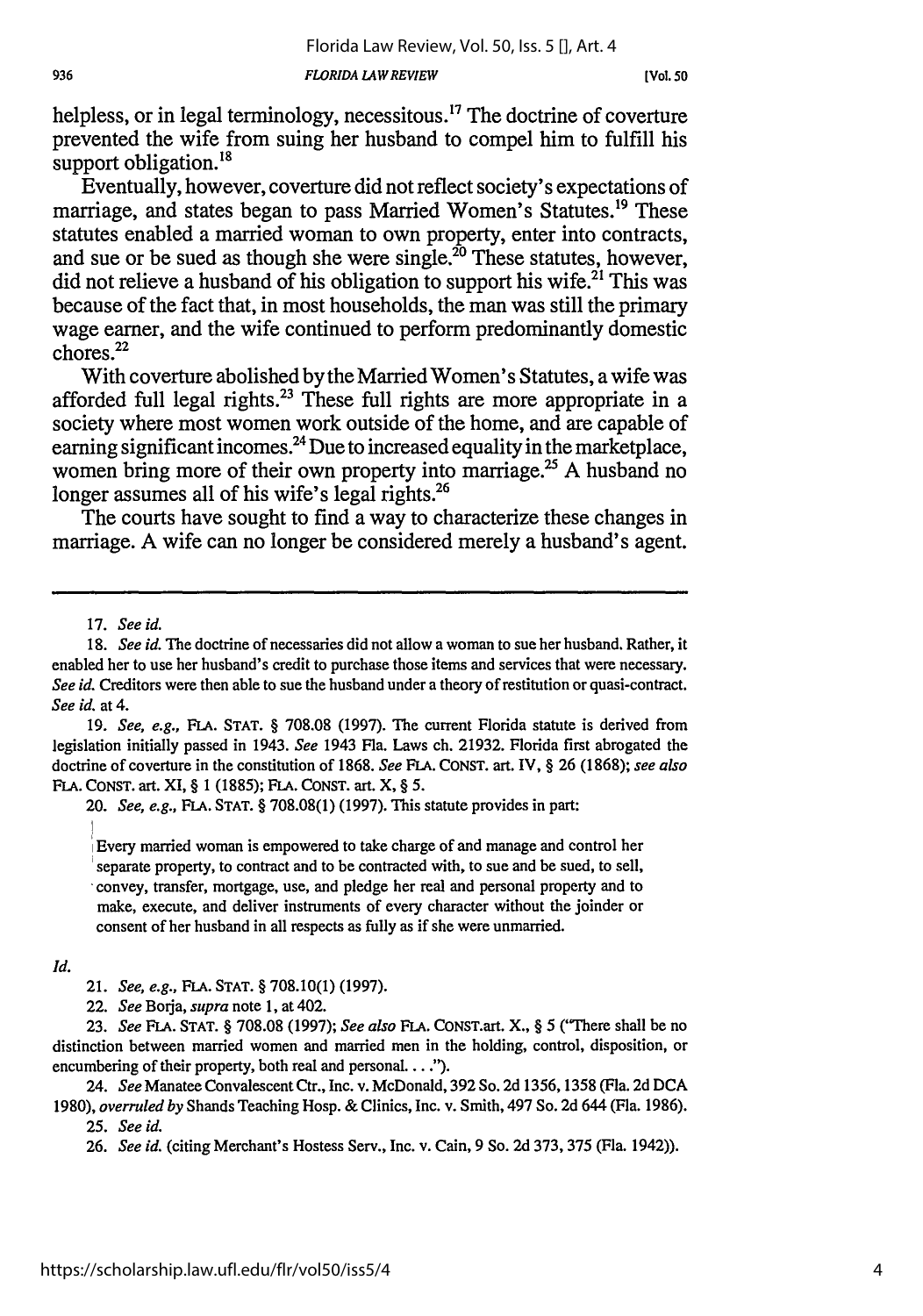helpless, or in legal terminology, necessitous.[17] The doctrine of coverture prevented the wife from suing her husband to compel him to fulfill his support obligation.[18]

Eventually, however, coverture did not reflect society's expectations of marriage, and states began to pass Married Women's Statutes.[19] These statutes enabled a married woman to own property, enter into contracts, and sue or be sued as though she were single.[20] These statutes, however, did not relieve a husband of his obligation to support his wife.[21] This was because of the fact that, in most households, the man was still the primary wage earner, and the wife continued to perform predominantly domestic chores.[22]

With coverture abolished by the Married Women's Statutes, a wife was afforded full legal rights.[23] These full rights are more appropriate in a society where most women work outside of the home, and are capable of earning significant incomes.[24] Due to increased equality in the marketplace, women bring more of their own property into marriage.[25] A husband no longer assumes all of his wife's legal rights.[26]

The courts have sought to find a way to characterize these changes in marriage. A wife can no longer be considered merely a husband's agent.

---

17. *See id.*

18. *See id.* The doctrine of necessaries did not allow a woman to sue her husband. Rather, it enabled her to use her husband's credit to purchase those items and services that were necessary. *See id.* Creditors were then able to sue the husband under a theory of restitution or quasi-contract. *See id.* at 4.

19. *See, e.g.*, FLA. STAT. § 708.08 (1997). The current Florida statute is derived from legislation initially passed in 1943. *See* 1943 Fla. Laws ch. 21932. Florida first abrogated the doctrine of coverture in the constitution of 1868. *See* FLA. CONST. art. IV, § 26 (1868); *see also* FLA. CONST. art. XI, § 1 (1885); FLA. CONST. art. X, § 5.

20. *See, e.g.*, FLA. STAT. § 708.08(1) (1997). This statute provides in part:

> Every married woman is empowered to take charge of and manage and control her separate property, to contract and to be contracted with, to sue and be sued, to sell, convey, transfer, mortgage, use, and pledge her real and personal property and to make, execute, and deliver instruments of every character without the joinder or consent of her husband in all respects as fully as if she were unmarried.

*Id.*

21. *See, e.g.*, FLA. STAT. § 708.10(1) (1997).

22. *See* Borja, *supra* note 1, at 402.

23. *See* FLA. STAT. § 708.08 (1997); *See also* FLA. CONST. art. X., § 5 ("There shall be no distinction between married women and married men in the holding, control, disposition, or encumbering of their property, both real and personal. . . .").

24. *See* Manatee Convalescent Ctr., Inc. v. McDonald, 392 So. 2d 1356, 1358 (Fla. 2d DCA 1980), *overruled by* Shands Teaching Hosp. & Clinics, Inc. v. Smith, 497 So. 2d 644 (Fla. 1986).

25. *See id.*

26. *See id.* (citing Merchant's Hostess Serv., Inc. v. Cain, 9 So. 2d 373, 375 (Fla. 1942)).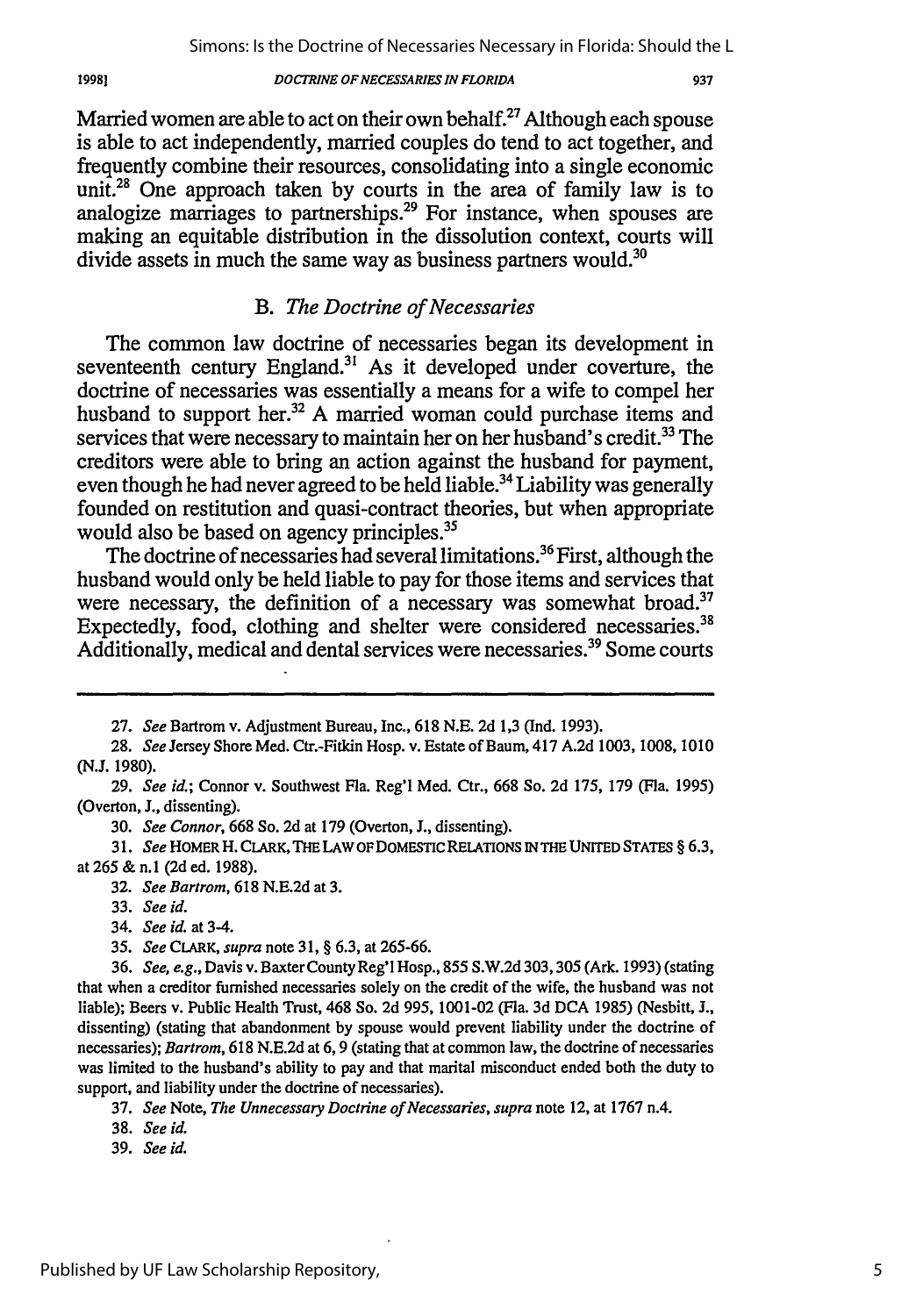Married women are able to act on their own behalf.[27] Although each spouse is able to act independently, married couples do tend to act together, and frequently combine their resources, consolidating into a single economic unit.[28] One approach taken by courts in the area of family law is to analogize marriages to partnerships.[29] For instance, when spouses are making an equitable distribution in the dissolution context, courts will divide assets in much the same way as business partners would.[30]

### B. *The Doctrine of Necessaries*

The common law doctrine of necessaries began its development in seventeenth century England.[31] As it developed under coverture, the doctrine of necessaries was essentially a means for a wife to compel her husband to support her.[32] A married woman could purchase items and services that were necessary to maintain her on her husband's credit.[33] The creditors were able to bring an action against the husband for payment, even though he had never agreed to be held liable.[34] Liability was generally founded on restitution and quasi-contract theories, but when appropriate would also be based on agency principles.[35]

The doctrine of necessaries had several limitations.[36] First, although the husband would only be held liable to pay for those items and services that were necessary, the definition of a necessary was somewhat broad.[37] Expectedly, food, clothing and shelter were considered necessaries.[38] Additionally, medical and dental services were necessaries.[39] Some courts

---

27. *See* Bartrom v. Adjustment Bureau, Inc., 618 N.E. 2d 1,3 (Ind. 1993).

28. *See* Jersey Shore Med. Ctr.-Fitkin Hosp. v. Estate of Baum, 417 A.2d 1003, 1008, 1010 (N.J. 1980).

29. *See id.*; Connor v. Southwest Fla. Reg'l Med. Ctr., 668 So. 2d 175, 179 (Fla. 1995) (Overton, J., dissenting).

30. *See Connor*, 668 So. 2d at 179 (Overton, J., dissenting).

31. *See* HOMER H. CLARK, THE LAW OF DOMESTIC RELATIONS IN THE UNITED STATES § 6.3, at 265 & n.1 (2d ed. 1988).

32. *See Bartrom*, 618 N.E.2d at 3.

33. *See id.*

34. *See id.* at 3-4.

35. *See* CLARK, *supra* note 31, § 6.3, at 265-66.

36. *See, e.g.*, Davis v. Baxter County Reg'l Hosp., 855 S.W.2d 303, 305 (Ark. 1993) (stating that when a creditor furnished necessaries solely on the credit of the wife, the husband was not liable); Beers v. Public Health Trust, 468 So. 2d 995, 1001-02 (Fla. 3d DCA 1985) (Nesbitt, J., dissenting) (stating that abandonment by spouse would prevent liability under the doctrine of necessaries); *Bartrom*, 618 N.E.2d at 6, 9 (stating that at common law, the doctrine of necessaries was limited to the husband's ability to pay and that marital misconduct ended both the duty to support, and liability under the doctrine of necessaries).

37. *See* Note, *The Unnecessary Doctrine of Necessaries*, *supra* note 12, at 1767 n.4.

38. *See id.*

39. *See id.*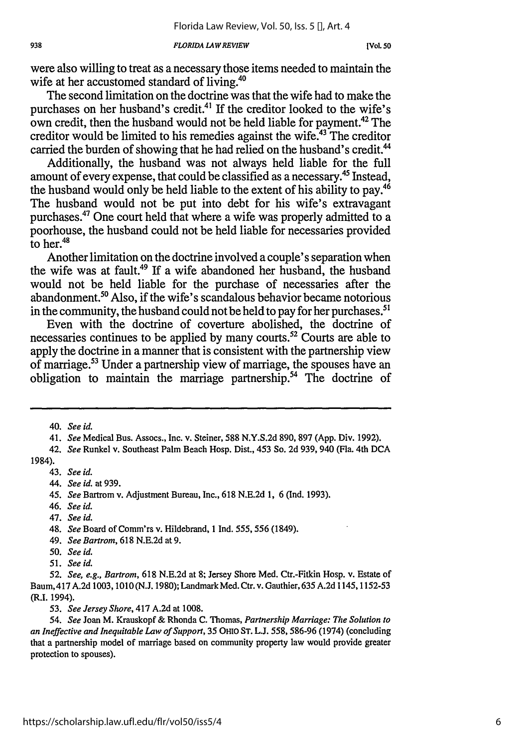were also willing to treat as a necessary those items needed to maintain the wife at her accustomed standard of living.[40]

The second limitation on the doctrine was that the wife had to make the purchases on her husband's credit.[41] If the creditor looked to the wife's own credit, then the husband would not be held liable for payment.[42] The creditor would be limited to his remedies against the wife.[43] The creditor carried the burden of showing that he had relied on the husband's credit.[44]

Additionally, the husband was not always held liable for the full amount of every expense, that could be classified as a necessary.[45] Instead, the husband would only be held liable to the extent of his ability to pay.[46] The husband would not be put into debt for his wife's extravagant purchases.[47] One court held that where a wife was properly admitted to a poorhouse, the husband could not be held liable for necessaries provided to her.[48]

Another limitation on the doctrine involved a couple's separation when the wife was at fault.[49] If a wife abandoned her husband, the husband would not be held liable for the purchase of necessaries after the abandonment.[50] Also, if the wife's scandalous behavior became notorious in the community, the husband could not be held to pay for her purchases.[51]

Even with the doctrine of coverture abolished, the doctrine of necessaries continues to be applied by many courts.[52] Courts are able to apply the doctrine in a manner that is consistent with the partnership view of marriage.[53] Under a partnership view of marriage, the spouses have an obligation to maintain the marriage partnership.[54] The doctrine of

---

40. *See id.*

41. *See* Medical Bus. Assocs., Inc. v. Steiner, 588 N.Y.S.2d 890, 897 (App. Div. 1992).

42. *See* Runkel v. Southeast Palm Beach Hosp. Dist., 453 So. 2d 939, 940 (Fla. 4th DCA 1984).

43. *See id.*

44. *See id.* at 939.

45. *See* Bartrom v. Adjustment Bureau, Inc., 618 N.E.2d 1, 6 (Ind. 1993).

46. *See id.*

47. *See id.*

48. *See* Board of Comm'rs v. Hildebrand, 1 Ind. 555, 556 (1849).

49. *See Bartrom*, 618 N.E.2d at 9.

50. *See id.*

51. *See id.*

52. *See, e.g., Bartrom*, 618 N.E.2d at 8; Jersey Shore Med. Ctr.-Fitkin Hosp. v. Estate of Baum, 417 A.2d 1003, 1010 (N.J. 1980); Landmark Med. Ctr. v. Gauthier, 635 A.2d 1145, 1152-53 (R.I. 1994).

53. *See Jersey Shore*, 417 A.2d at 1008.

54. *See* Joan M. Krauskopf & Rhonda C. Thomas, *Partnership Marriage: The Solution to an Ineffective and Inequitable Law of Support*, 35 OHIO ST. L.J. 558, 586-96 (1974) (concluding that a partnership model of marriage based on community property law would provide greater protection to spouses).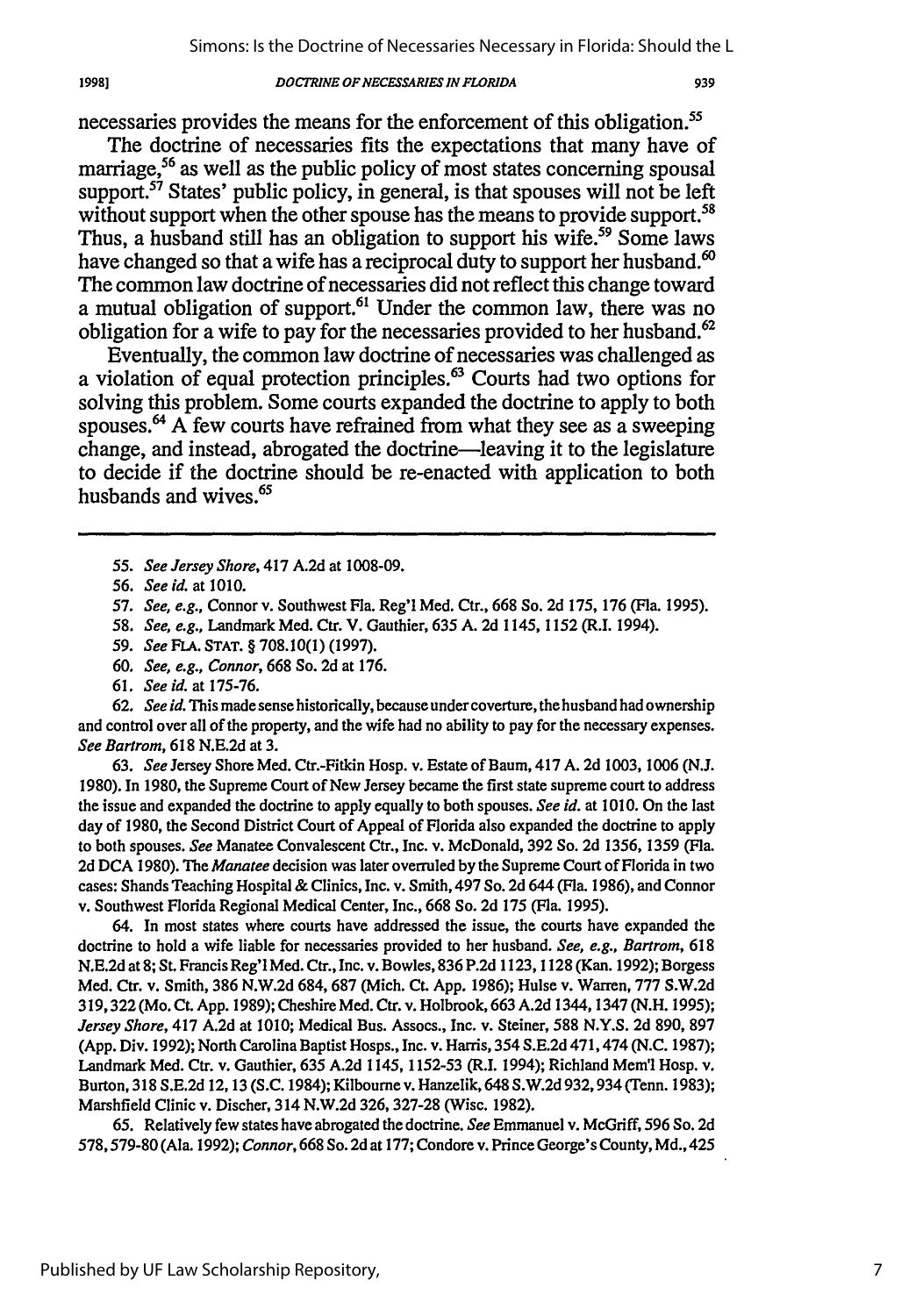necessaries provides the means for the enforcement of this obligation.[55]

The doctrine of necessaries fits the expectations that many have of marriage,[56] as well as the public policy of most states concerning spousal support.[57] States' public policy, in general, is that spouses will not be left without support when the other spouse has the means to provide support.[58] Thus, a husband still has an obligation to support his wife.[59] Some laws have changed so that a wife has a reciprocal duty to support her husband.[60] The common law doctrine of necessaries did not reflect this change toward a mutual obligation of support.[61] Under the common law, there was no obligation for a wife to pay for the necessaries provided to her husband.[62]

Eventually, the common law doctrine of necessaries was challenged as a violation of equal protection principles.[63] Courts had two options for solving this problem. Some courts expanded the doctrine to apply to both spouses.[64] A few courts have refrained from what they see as a sweeping change, and instead, abrogated the doctrine—leaving it to the legislature to decide if the doctrine should be re-enacted with application to both husbands and wives.[65]

---

55. *See Jersey Shore*, 417 A.2d at 1008-09.

56. *See id.* at 1010.

57. *See, e.g.*, Connor v. Southwest Fla. Reg'l Med. Ctr., 668 So. 2d 175, 176 (Fla. 1995).

58. *See, e.g.*, Landmark Med. Ctr. V. Gauthier, 635 A. 2d 1145, 1152 (R.I. 1994).

59. *See* FLA. STAT. § 708.10(1) (1997).

60. *See, e.g.*, *Connor*, 668 So. 2d at 176.

61. *See id.* at 175-76.

62. *See id.* This made sense historically, because under coverture, the husband had ownership and control over all of the property, and the wife had no ability to pay for the necessary expenses. *See Bartrom*, 618 N.E.2d at 3.

63. *See* Jersey Shore Med. Ctr.-Fitkin Hosp. v. Estate of Baum, 417 A. 2d 1003, 1006 (N.J. 1980). In 1980, the Supreme Court of New Jersey became the first state supreme court to address the issue and expanded the doctrine to apply equally to both spouses. *See id.* at 1010. On the last day of 1980, the Second District Court of Appeal of Florida also expanded the doctrine to apply to both spouses. *See* Manatee Convalescent Ctr., Inc. v. McDonald, 392 So. 2d 1356, 1359 (Fla. 2d DCA 1980). The *Manatee* decision was later overruled by the Supreme Court of Florida in two cases: Shands Teaching Hospital & Clinics, Inc. v. Smith, 497 So. 2d 644 (Fla. 1986), and Connor v. Southwest Florida Regional Medical Center, Inc., 668 So. 2d 175 (Fla. 1995).

64. In most states where courts have addressed the issue, the courts have expanded the doctrine to hold a wife liable for necessaries provided to her husband. *See, e.g.*, *Bartrom*, 618 N.E.2d at 8; St. Francis Reg'l Med. Ctr., Inc. v. Bowles, 836 P.2d 1123, 1128 (Kan. 1992); Borgess Med. Ctr. v. Smith, 386 N.W.2d 684, 687 (Mich. Ct. App. 1986); Hulse v. Warren, 777 S.W.2d 319, 322 (Mo. Ct. App. 1989); Cheshire Med. Ctr. v. Holbrook, 663 A.2d 1344, 1347 (N.H. 1995); *Jersey Shore*, 417 A.2d at 1010; Medical Bus. Assocs., Inc. v. Steiner, 588 N.Y.S. 2d 890, 897 (App. Div. 1992); North Carolina Baptist Hosps., Inc. v. Harris, 354 S.E.2d 471, 474 (N.C. 1987); Landmark Med. Ctr. v. Gauthier, 635 A.2d 1145, 1152-53 (R.I. 1994); Richland Mem'l Hosp. v. Burton, 318 S.E.2d 12, 13 (S.C. 1984); Kilbourne v. Hanzelik, 648 S.W.2d 932, 934 (Tenn. 1983); Marshfield Clinic v. Discher, 314 N.W.2d 326, 327-28 (Wisc. 1982).

65. Relatively few states have abrogated the doctrine. *See* Emmanuel v. McGriff, 596 So. 2d 578, 579-80 (Ala. 1992); *Connor*, 668 So. 2d at 177; Condore v. Prince George's County, Md., 425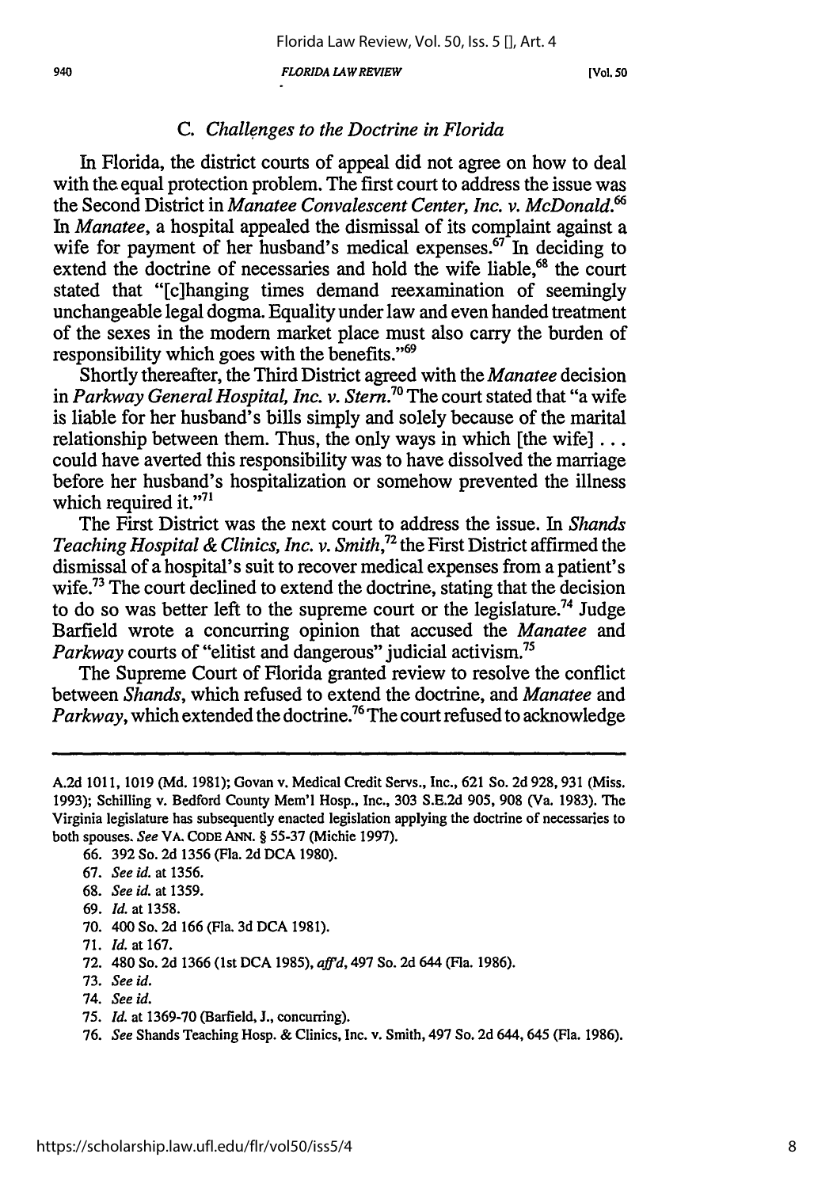### C. *Challenges to the Doctrine in Florida*

In Florida, the district courts of appeal did not agree on how to deal with the equal protection problem. The first court to address the issue was the Second District in *Manatee Convalescent Center, Inc. v. McDonald*.[66] In *Manatee*, a hospital appealed the dismissal of its complaint against a wife for payment of her husband's medical expenses.[67] In deciding to extend the doctrine of necessaries and hold the wife liable,[68] the court stated that "[c]hanging times demand reexamination of seemingly unchangeable legal dogma. Equality under law and even handed treatment of the sexes in the modern market place must also carry the burden of responsibility which goes with the benefits."[69]

Shortly thereafter, the Third District agreed with the *Manatee* decision in *Parkway General Hospital, Inc. v. Stern*.[70] The court stated that "a wife is liable for her husband's bills simply and solely because of the marital relationship between them. Thus, the only ways in which [the wife] . . . could have averted this responsibility was to have dissolved the marriage before her husband's hospitalization or somehow prevented the illness which required it."[71]

The First District was the next court to address the issue. In *Shands Teaching Hospital & Clinics, Inc. v. Smith*,[72] the First District affirmed the dismissal of a hospital's suit to recover medical expenses from a patient's wife.[73] The court declined to extend the doctrine, stating that the decision to do so was better left to the supreme court or the legislature.[74] Judge Barfield wrote a concurring opinion that accused the *Manatee* and *Parkway* courts of "elitist and dangerous" judicial activism.[75]

The Supreme Court of Florida granted review to resolve the conflict between *Shands*, which refused to extend the doctrine, and *Manatee* and *Parkway*, which extended the doctrine.[76] The court refused to acknowledge

---

A.2d 1011, 1019 (Md. 1981); Govan v. Medical Credit Servs., Inc., 621 So. 2d 928, 931 (Miss. 1993); Schilling v. Bedford County Mem'l Hosp., Inc., 303 S.E.2d 905, 908 (Va. 1983). The Virginia legislature has subsequently enacted legislation applying the doctrine of necessaries to both spouses. *See* VA. CODE ANN. § 55-37 (Michie 1997).

66. 392 So. 2d 1356 (Fla. 2d DCA 1980).
67. *See id.* at 1356.
68. *See id.* at 1359.
69. *Id.* at 1358.
70. 400 So. 2d 166 (Fla. 3d DCA 1981).
71. *Id.* at 167.
72. 480 So. 2d 1366 (1st DCA 1985), *aff'd*, 497 So. 2d 644 (Fla. 1986).
73. *See id.*
74. *See id.*
75. *Id.* at 1369-70 (Barfield, J., concurring).
76. *See* Shands Teaching Hosp. & Clinics, Inc. v. Smith, 497 So. 2d 644, 645 (Fla. 1986).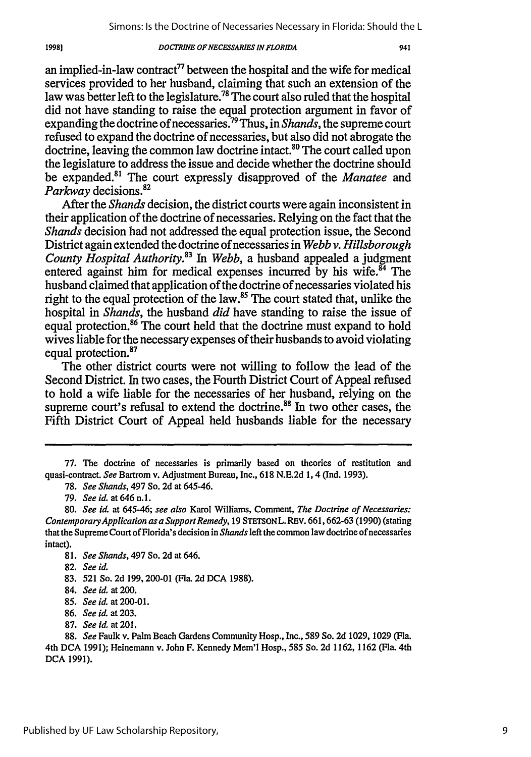an implied-in-law contract[77] between the hospital and the wife for medical services provided to her husband, claiming that such an extension of the law was better left to the legislature.[78] The court also ruled that the hospital did not have standing to raise the equal protection argument in favor of expanding the doctrine of necessaries.[79] Thus, in *Shands*, the supreme court refused to expand the doctrine of necessaries, but also did not abrogate the doctrine, leaving the common law doctrine intact.[80] The court called upon the legislature to address the issue and decide whether the doctrine should be expanded.[81] The court expressly disapproved of the *Manatee* and *Parkway* decisions.[82]

After the *Shands* decision, the district courts were again inconsistent in their application of the doctrine of necessaries. Relying on the fact that the *Shands* decision had not addressed the equal protection issue, the Second District again extended the doctrine of necessaries in *Webb v. Hillsborough County Hospital Authority*.[83] In *Webb*, a husband appealed a judgment entered against him for medical expenses incurred by his wife.[84] The husband claimed that application of the doctrine of necessaries violated his right to the equal protection of the law.[85] The court stated that, unlike the hospital in *Shands*, the husband *did* have standing to raise the issue of equal protection.[86] The court held that the doctrine must expand to hold wives liable for the necessary expenses of their husbands to avoid violating equal protection.[87]

The other district courts were not willing to follow the lead of the Second District. In two cases, the Fourth District Court of Appeal refused to hold a wife liable for the necessaries of her husband, relying on the supreme court's refusal to extend the doctrine.[88] In two other cases, the Fifth District Court of Appeal held husbands liable for the necessary

---

77. The doctrine of necessaries is primarily based on theories of restitution and quasi-contract. *See* Bartrom v. Adjustment Bureau, Inc., 618 N.E.2d 1, 4 (Ind. 1993).

78. *See Shands*, 497 So. 2d at 645-46.

79. *See id.* at 646 n.1.

80. *See id.* at 645-46; *see also* Karol Williams, Comment, *The Doctrine of Necessaries: Contemporary Application as a Support Remedy*, 19 STETSON L. REV. 661, 662-63 (1990) (stating that the Supreme Court of Florida's decision in *Shands* left the common law doctrine of necessaries intact).

81. *See Shands*, 497 So. 2d at 646.

82. *See id.*

83. 521 So. 2d 199, 200-01 (Fla. 2d DCA 1988).

84. *See id.* at 200.

85. *See id.* at 200-01.

86. *See id.* at 203.

87. *See id.* at 201.

88. *See* Faulk v. Palm Beach Gardens Community Hosp., Inc., 589 So. 2d 1029, 1029 (Fla. 4th DCA 1991); Heinemann v. John F. Kennedy Mem'l Hosp., 585 So. 2d 1162, 1162 (Fla. 4th DCA 1991).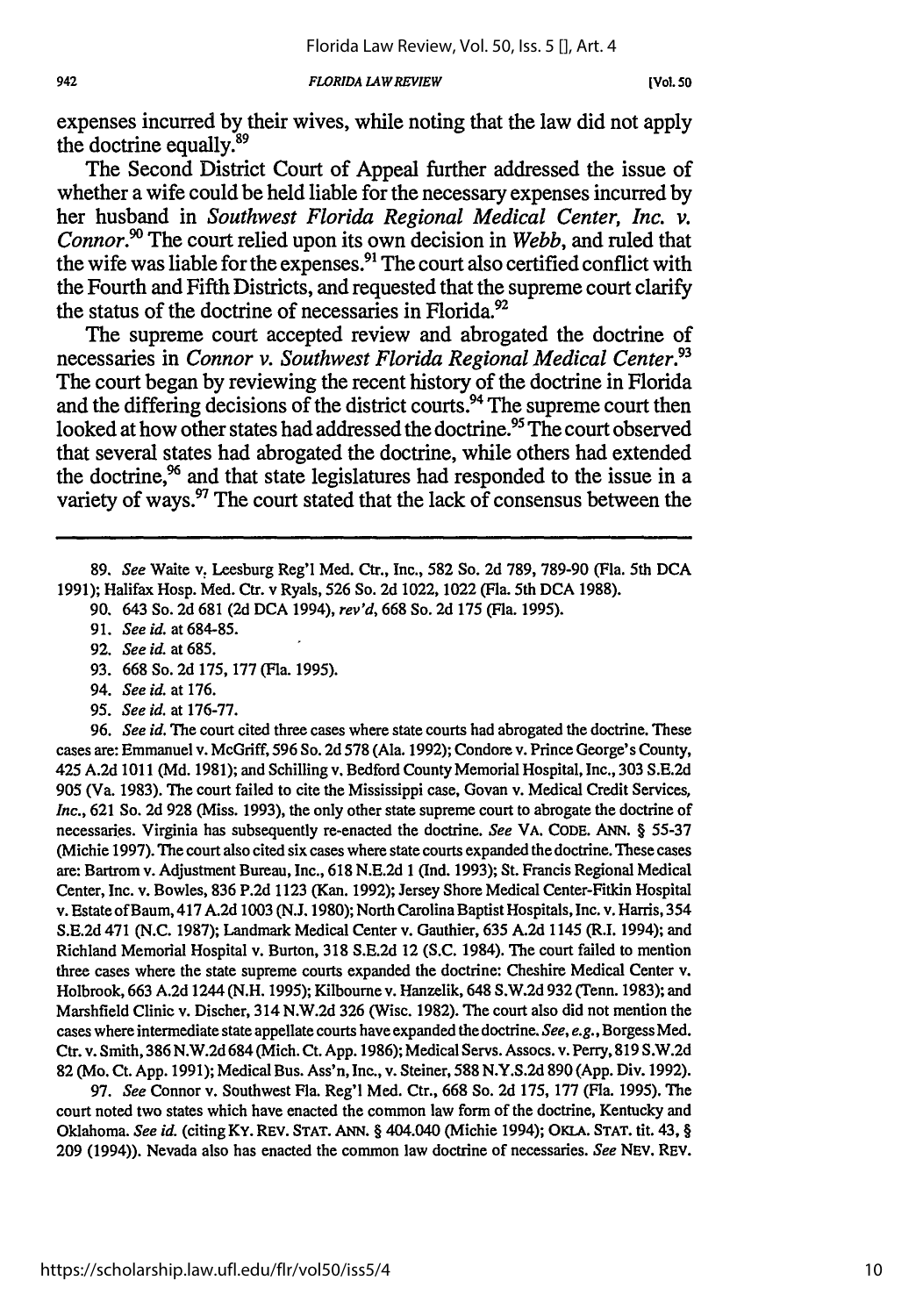expenses incurred by their wives, while noting that the law did not apply the doctrine equally.[89]

The Second District Court of Appeal further addressed the issue of whether a wife could be held liable for the necessary expenses incurred by her husband in *Southwest Florida Regional Medical Center, Inc. v. Connor*.[90] The court relied upon its own decision in *Webb*, and ruled that the wife was liable for the expenses.[91] The court also certified conflict with the Fourth and Fifth Districts, and requested that the supreme court clarify the status of the doctrine of necessaries in Florida.[92]

The supreme court accepted review and abrogated the doctrine of necessaries in *Connor v. Southwest Florida Regional Medical Center*.[93] The court began by reviewing the recent history of the doctrine in Florida and the differing decisions of the district courts.[94] The supreme court then looked at how other states had addressed the doctrine.[95] The court observed that several states had abrogated the doctrine, while others had extended the doctrine,[96] and that state legislatures had responded to the issue in a variety of ways.[97] The court stated that the lack of consensus between the

---

89. *See* Waite v. Leesburg Reg'l Med. Ctr., Inc., 582 So. 2d 789, 789-90 (Fla. 5th DCA 1991); Halifax Hosp. Med. Ctr. v Ryals, 526 So. 2d 1022, 1022 (Fla. 5th DCA 1988).

90. 643 So. 2d 681 (2d DCA 1994), *rev'd*, 668 So. 2d 175 (Fla. 1995).

91. *See id.* at 684-85.

92. *See id.* at 685.

93. 668 So. 2d 175, 177 (Fla. 1995).

94. *See id.* at 176.

95. *See id.* at 176-77.

96. *See id.* The court cited three cases where state courts had abrogated the doctrine. These cases are: Emmanuel v. McGriff, 596 So. 2d 578 (Ala. 1992); Condore v. Prince George's County, 425 A.2d 1011 (Md. 1981); and Schilling v. Bedford County Memorial Hospital, Inc., 303 S.E.2d 905 (Va. 1983). The court failed to cite the Mississippi case, Govan v. Medical Credit Services, *Inc.*, 621 So. 2d 928 (Miss. 1993), the only other state supreme court to abrogate the doctrine of necessaries. Virginia has subsequently re-enacted the doctrine. *See* VA. CODE. ANN. § 55-37 (Michie 1997). The court also cited six cases where state courts expanded the doctrine. These cases are: Bartrom v. Adjustment Bureau, Inc., 618 N.E.2d 1 (Ind. 1993); St. Francis Regional Medical Center, Inc. v. Bowles, 836 P.2d 1123 (Kan. 1992); Jersey Shore Medical Center-Fitkin Hospital v. Estate of Baum, 417 A.2d 1003 (N.J. 1980); North Carolina Baptist Hospitals, Inc. v. Harris, 354 S.E.2d 471 (N.C. 1987); Landmark Medical Center v. Gauthier, 635 A.2d 1145 (R.I. 1994); and Richland Memorial Hospital v. Burton, 318 S.E.2d 12 (S.C. 1984). The court failed to mention three cases where the state supreme courts expanded the doctrine: Cheshire Medical Center v. Holbrook, 663 A.2d 1244 (N.H. 1995); Kilbourne v. Hanzelik, 648 S.W.2d 932 (Tenn. 1983); and Marshfield Clinic v. Discher, 314 N.W.2d 326 (Wisc. 1982). The court also did not mention the cases where intermediate state appellate courts have expanded the doctrine. *See, e.g.*, Borgess Med. Ctr. v. Smith, 386 N.W.2d 684 (Mich. Ct. App. 1986); Medical Servs. Assocs. v. Perry, 819 S.W.2d 82 (Mo. Ct. App. 1991); Medical Bus. Ass'n, Inc., v. Steiner, 588 N.Y.S.2d 890 (App. Div. 1992).

97. *See* Connor v. Southwest Fla. Reg'l Med. Ctr., 668 So. 2d 175, 177 (Fla. 1995). The court noted two states which have enacted the common law form of the doctrine, Kentucky and Oklahoma. *See id.* (citing KY. REV. STAT. ANN. § 404.040 (Michie 1994); OKLA. STAT. tit. 43, § 209 (1994)). Nevada also has enacted the common law doctrine of necessaries. *See* NEV. REV.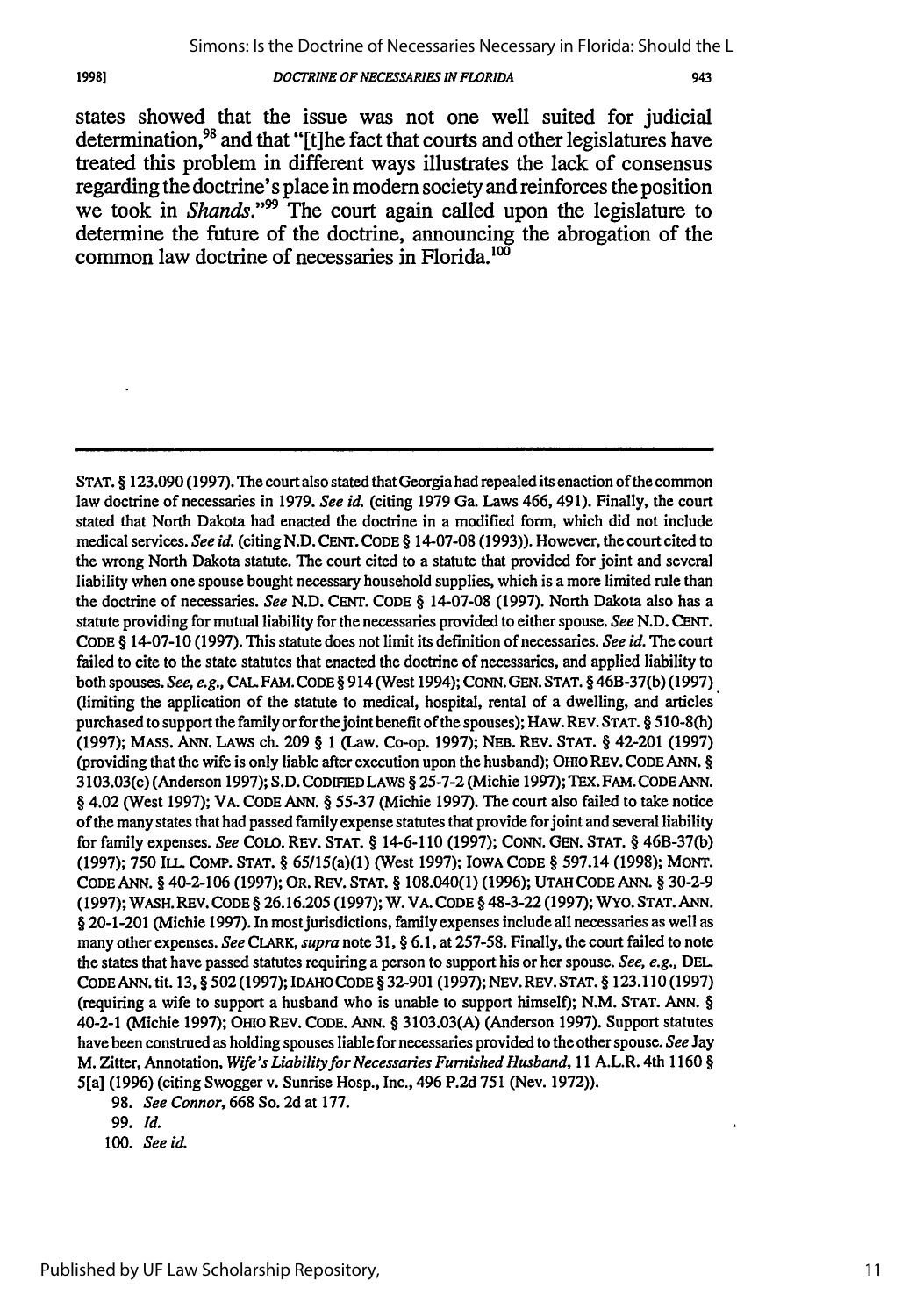states showed that the issue was not one well suited for judicial determination,[98] and that "[t]he fact that courts and other legislatures have treated this problem in different ways illustrates the lack of consensus regarding the doctrine's place in modern society and reinforces the position we took in *Shands*."[99] The court again called upon the legislature to determine the future of the doctrine, announcing the abrogation of the common law doctrine of necessaries in Florida.[100]

---

STAT. § 123.090 (1997). The court also stated that Georgia had repealed its enaction of the common law doctrine of necessaries in 1979. *See id.* (citing 1979 Ga. Laws 466, 491). Finally, the court stated that North Dakota had enacted the doctrine in a modified form, which did not include medical services. *See id.* (citing N.D. CENT. CODE § 14-07-08 (1993)). However, the court cited to the wrong North Dakota statute. The court cited to a statute that provided for joint and several liability when one spouse bought necessary household supplies, which is a more limited rule than the doctrine of necessaries. *See* N.D. CENT. CODE § 14-07-08 (1997). North Dakota also has a statute providing for mutual liability for the necessaries provided to either spouse. *See* N.D. CENT. CODE § 14-07-10 (1997). This statute does not limit its definition of necessaries. *See id.* The court failed to cite to the state statutes that enacted the doctrine of necessaries, and applied liability to both spouses. *See, e.g.*, CAL. FAM. CODE § 914 (West 1994); CONN. GEN. STAT. § 46B-37(b) (1997) (limiting the application of the statute to medical, hospital, rental of a dwelling, and articles purchased to support the family or for the joint benefit of the spouses); HAW. REV. STAT. § 510-8(h) (1997); MASS. ANN. LAWS ch. 209 § 1 (Law. Co-op. 1997); NEB. REV. STAT. § 42-201 (1997) (providing that the wife is only liable after execution upon the husband); OHIO REV. CODE ANN. § 3103.03(c) (Anderson 1997); S.D. CODIFIED LAWS § 25-7-2 (Michie 1997); TEX. FAM. CODE ANN. § 4.02 (West 1997); VA. CODE ANN. § 55-37 (Michie 1997). The court also failed to take notice of the many states that had passed family expense statutes that provide for joint and several liability for family expenses. *See* COLO. REV. STAT. § 14-6-110 (1997); CONN. GEN. STAT. § 46B-37(b) (1997); 750 ILL. COMP. STAT. § 65/15(a)(1) (West 1997); IOWA CODE § 597.14 (1998); MONT. CODE ANN. § 40-2-106 (1997); OR. REV. STAT. § 108.040(1) (1996); UTAH CODE ANN. § 30-2-9 (1997); WASH. REV. CODE § 26.16.205 (1997); W. VA. CODE § 48-3-22 (1997); WYO. STAT. ANN. § 20-1-201 (Michie 1997). In most jurisdictions, family expenses include all necessaries as well as many other expenses. *See* CLARK, *supra* note 31, § 6.1, at 257-58. Finally, the court failed to note the states that have passed statutes requiring a person to support his or her spouse. *See, e.g.*, DEL. CODE ANN. tit. 13, § 502 (1997); IDAHO CODE § 32-901 (1997); NEV. REV. STAT. § 123.110 (1997) (requiring a wife to support a husband who is unable to support himself); N.M. STAT. ANN. § 40-2-1 (Michie 1997); OHIO REV. CODE. ANN. § 3103.03(A) (Anderson 1997). Support statutes have been construed as holding spouses liable for necessaries provided to the other spouse. *See* Jay M. Zitter, Annotation, *Wife's Liability for Necessaries Furnished Husband*, 11 A.L.R. 4th 1160 § 5[a] (1996) (citing Swogger v. Sunrise Hosp., Inc., 496 P.2d 751 (Nev. 1972)).

98. *See Connor*, 668 So. 2d at 177.

99. *Id.*

100. *See id.*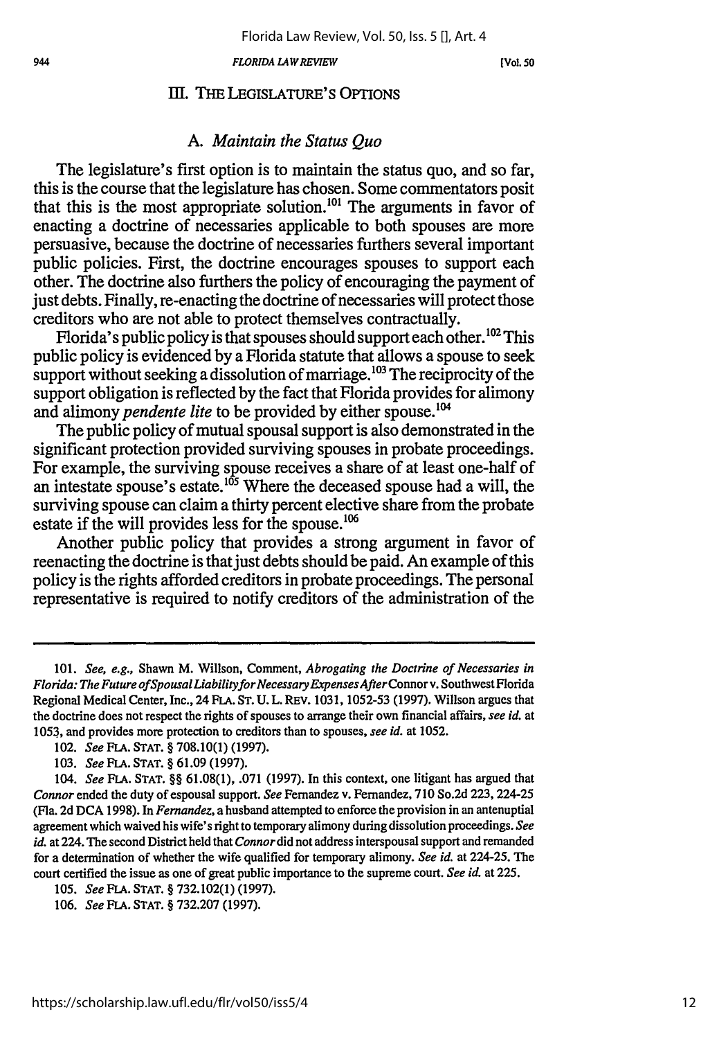## III. THE LEGISLATURE'S OPTIONS

### A. *Maintain the Status Quo*

The legislature's first option is to maintain the status quo, and so far, this is the course that the legislature has chosen. Some commentators posit that this is the most appropriate solution.[101] The arguments in favor of enacting a doctrine of necessaries applicable to both spouses are more persuasive, because the doctrine of necessaries furthers several important public policies. First, the doctrine encourages spouses to support each other. The doctrine also furthers the policy of encouraging the payment of just debts. Finally, re-enacting the doctrine of necessaries will protect those creditors who are not able to protect themselves contractually.

Florida's public policy is that spouses should support each other.[102] This public policy is evidenced by a Florida statute that allows a spouse to seek support without seeking a dissolution of marriage.[103] The reciprocity of the support obligation is reflected by the fact that Florida provides for alimony and alimony *pendente lite* to be provided by either spouse.[104]

The public policy of mutual spousal support is also demonstrated in the significant protection provided surviving spouses in probate proceedings. For example, the surviving spouse receives a share of at least one-half of an intestate spouse's estate.[105] Where the deceased spouse had a will, the surviving spouse can claim a thirty percent elective share from the probate estate if the will provides less for the spouse.[106]

Another public policy that provides a strong argument in favor of reenacting the doctrine is that just debts should be paid. An example of this policy is the rights afforded creditors in probate proceedings. The personal representative is required to notify creditors of the administration of the

---

101. *See, e.g.*, Shawn M. Willson, Comment, *Abrogating the Doctrine of Necessaries in Florida: The Future of Spousal Liability for Necessary Expenses After* Connor v. Southwest Florida Regional Medical Center, Inc., 24 FLA. ST. U. L. REV. 1031, 1052-53 (1997). Willson argues that the doctrine does not respect the rights of spouses to arrange their own financial affairs, *see id.* at 1053, and provides more protection to creditors than to spouses, *see id.* at 1052.

102. *See* FLA. STAT. § 708.10(1) (1997).

103. *See* FLA. STAT. § 61.09 (1997).

104. *See* FLA. STAT. §§ 61.08(1), .071 (1997). In this context, one litigant has argued that *Connor* ended the duty of espousal support. *See* Fernandez v. Fernandez, 710 So.2d 223, 224-25 (Fla. 2d DCA 1998). In *Fernandez*, a husband attempted to enforce the provision in an antenuptial agreement which waived his wife's right to temporary alimony during dissolution proceedings. *See id.* at 224. The second District held that *Connor* did not address interspousal support and remanded for a determination of whether the wife qualified for temporary alimony. *See id.* at 224-25. The court certified the issue as one of great public importance to the supreme court. *See id.* at 225.

105. *See* FLA. STAT. § 732.102(1) (1997).

106. *See* FLA. STAT. § 732.207 (1997).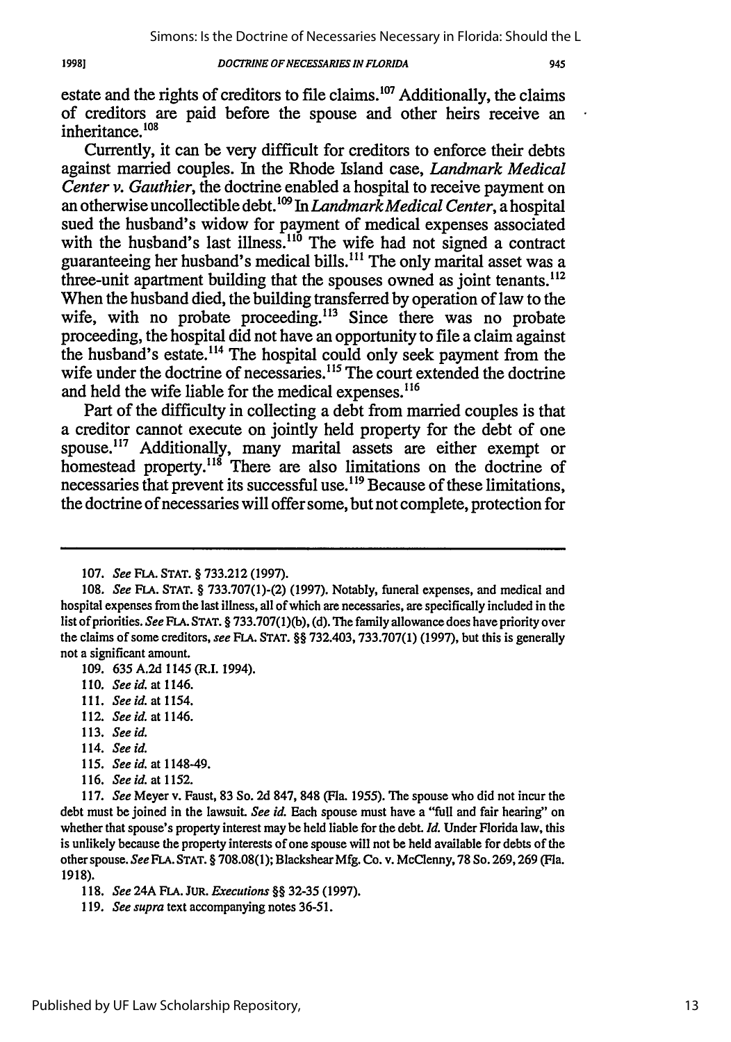estate and the rights of creditors to file claims.[107] Additionally, the claims of creditors are paid before the spouse and other heirs receive an inheritance.[108]

Currently, it can be very difficult for creditors to enforce their debts against married couples. In the Rhode Island case, *Landmark Medical Center v. Gauthier*, the doctrine enabled a hospital to receive payment on an otherwise uncollectible debt.[109] In *Landmark Medical Center*, a hospital sued the husband's widow for payment of medical expenses associated with the husband's last illness.[110] The wife had not signed a contract guaranteeing her husband's medical bills.[111] The only marital asset was a three-unit apartment building that the spouses owned as joint tenants.[112] When the husband died, the building transferred by operation of law to the wife, with no probate proceeding.[113] Since there was no probate proceeding, the hospital did not have an opportunity to file a claim against the husband's estate.[114] The hospital could only seek payment from the wife under the doctrine of necessaries.[115] The court extended the doctrine and held the wife liable for the medical expenses.[116]

Part of the difficulty in collecting a debt from married couples is that a creditor cannot execute on jointly held property for the debt of one spouse.[117] Additionally, many marital assets are either exempt or homestead property.[118] There are also limitations on the doctrine of necessaries that prevent its successful use.[119] Because of these limitations, the doctrine of necessaries will offer some, but not complete, protection for

---

107. *See* FLA. STAT. § 733.212 (1997).

108. *See* FLA. STAT. § 733.707(1)-(2) (1997). Notably, funeral expenses, and medical and hospital expenses from the last illness, all of which are necessaries, are specifically included in the list of priorities. *See* FLA. STAT. § 733.707(1)(b), (d). The family allowance does have priority over the claims of some creditors, *see* FLA. STAT. §§ 732.403, 733.707(1) (1997), but this is generally not a significant amount.

109. 635 A.2d 1145 (R.I. 1994).

110. *See id.* at 1146.

111. *See id.* at 1154.

112. *See id.* at 1146.

113. *See id.*

114. *See id.*

115. *See id.* at 1148-49.

116. *See id.* at 1152.

117. *See* Meyer v. Faust, 83 So. 2d 847, 848 (Fla. 1955). The spouse who did not incur the debt must be joined in the lawsuit. *See id.* Each spouse must have a "full and fair hearing" on whether that spouse's property interest may be held liable for the debt. *Id.* Under Florida law, this is unlikely because the property interests of one spouse will not be held available for debts of the other spouse. *See* FLA. STAT. § 708.08(1); Blackshear Mfg. Co. v. McClenny, 78 So. 269, 269 (Fla. 1918).

118. *See* 24A FLA. JUR. *Executions* §§ 32-35 (1997).

119. *See supra* text accompanying notes 36-51.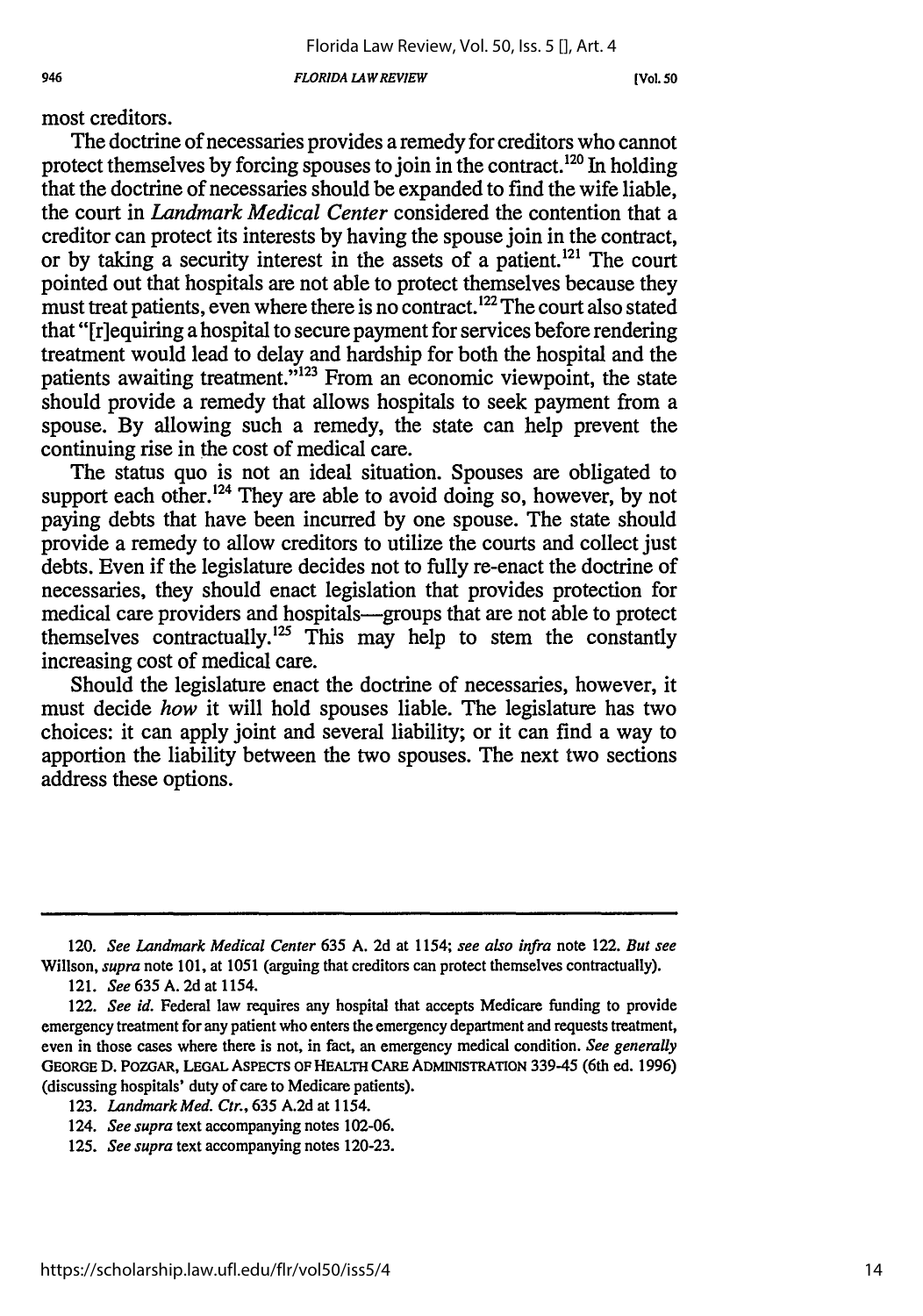most creditors.

The doctrine of necessaries provides a remedy for creditors who cannot protect themselves by forcing spouses to join in the contract.[120] In holding that the doctrine of necessaries should be expanded to find the wife liable, the court in *Landmark Medical Center* considered the contention that a creditor can protect its interests by having the spouse join in the contract, or by taking a security interest in the assets of a patient.[121] The court pointed out that hospitals are not able to protect themselves because they must treat patients, even where there is no contract.[122] The court also stated that "[r]equiring a hospital to secure payment for services before rendering treatment would lead to delay and hardship for both the hospital and the patients awaiting treatment."[123] From an economic viewpoint, the state should provide a remedy that allows hospitals to seek payment from a spouse. By allowing such a remedy, the state can help prevent the continuing rise in the cost of medical care.

The status quo is not an ideal situation. Spouses are obligated to support each other.[124] They are able to avoid doing so, however, by not paying debts that have been incurred by one spouse. The state should provide a remedy to allow creditors to utilize the courts and collect just debts. Even if the legislature decides not to fully re-enact the doctrine of necessaries, they should enact legislation that provides protection for medical care providers and hospitals—groups that are not able to protect themselves contractually.[125] This may help to stem the constantly increasing cost of medical care.

Should the legislature enact the doctrine of necessaries, however, it must decide *how* it will hold spouses liable. The legislature has two choices: it can apply joint and several liability; or it can find a way to apportion the liability between the two spouses. The next two sections address these options.

---

120. *See Landmark Medical Center* 635 A. 2d at 1154; *see also infra* note 122. *But see* Willson, *supra* note 101, at 1051 (arguing that creditors can protect themselves contractually).

121. *See* 635 A. 2d at 1154.

122. *See id.* Federal law requires any hospital that accepts Medicare funding to provide emergency treatment for any patient who enters the emergency department and requests treatment, even in those cases where there is not, in fact, an emergency medical condition. *See generally* GEORGE D. POZGAR, LEGAL ASPECTS OF HEALTH CARE ADMINISTRATION 339-45 (6th ed. 1996) (discussing hospitals' duty of care to Medicare patients).

123. *Landmark Med. Ctr.*, 635 A.2d at 1154.

124. *See supra* text accompanying notes 102-06.

125. *See supra* text accompanying notes 120-23.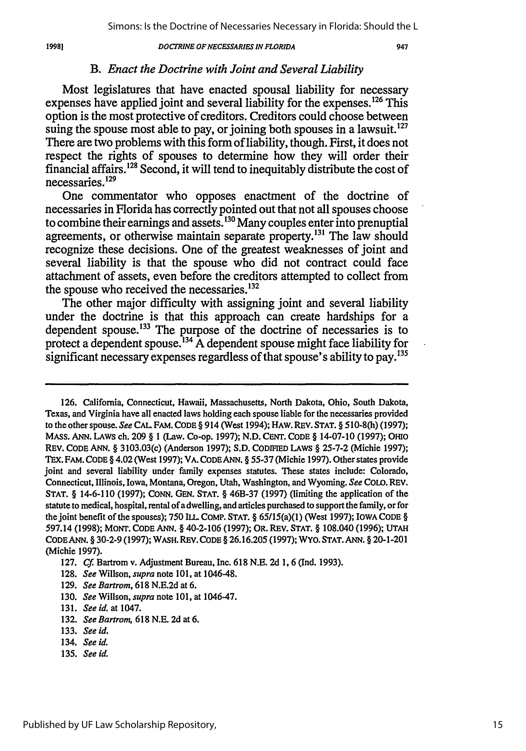### B. *Enact the Doctrine with Joint and Several Liability*

Most legislatures that have enacted spousal liability for necessary expenses have applied joint and several liability for the expenses.[126] This option is the most protective of creditors. Creditors could choose between suing the spouse most able to pay, or joining both spouses in a lawsuit.[127] There are two problems with this form of liability, though. First, it does not respect the rights of spouses to determine how they will order their financial affairs.[128] Second, it will tend to inequitably distribute the cost of necessaries.[129]

One commentator who opposes enactment of the doctrine of necessaries in Florida has correctly pointed out that not all spouses choose to combine their earnings and assets.[130] Many couples enter into prenuptial agreements, or otherwise maintain separate property.[131] The law should recognize these decisions. One of the greatest weaknesses of joint and several liability is that the spouse who did not contract could face attachment of assets, even before the creditors attempted to collect from the spouse who received the necessaries.[132]

The other major difficulty with assigning joint and several liability under the doctrine is that this approach can create hardships for a dependent spouse.[133] The purpose of the doctrine of necessaries is to protect a dependent spouse.[134] A dependent spouse might face liability for significant necessary expenses regardless of that spouse's ability to pay.[135]

---

126. California, Connecticut, Hawaii, Massachusetts, North Dakota, Ohio, South Dakota, Texas, and Virginia have all enacted laws holding each spouse liable for the necessaries provided to the other spouse. *See* CAL. FAM. CODE § 914 (West 1994); HAW. REV. STAT. § 510-8(h) (1997); MASS. ANN. LAWS ch. 209 § 1 (Law. Co-op. 1997); N.D. CENT. CODE § 14-07-10 (1997); OHIO REV. CODE ANN. § 3103.03(c) (Anderson 1997); S.D. CODIFIED LAWS § 25-7-2 (Michie 1997); TEX. FAM. CODE § 4.02 (West 1997); VA. CODE ANN. § 55-37 (Michie 1997). Other states provide joint and several liability under family expenses statutes. These states include: Colorado, Connecticut, Illinois, Iowa, Montana, Oregon, Utah, Washington, and Wyoming. *See* COLO. REV. STAT. § 14-6-110 (1997); CONN. GEN. STAT. § 46B-37 (1997) (limiting the application of the statute to medical, hospital, rental of a dwelling, and articles purchased to support the family, or for the joint benefit of the spouses); 750 ILL. COMP. STAT. § 65/15(a)(1) (West 1997); IOWA CODE § 597.14 (1998); MONT. CODE ANN. § 40-2-106 (1997); OR. REV. STAT. § 108.040 (1996); UTAH CODE ANN. § 30-2-9 (1997); WASH. REV. CODE § 26.16.205 (1997); WYO. STAT. ANN. § 20-1-201 (Michie 1997).

127. *Cf.* Bartrom v. Adjustment Bureau, Inc. 618 N.E. 2d 1, 6 (Ind. 1993).

128. *See* Willson, *supra* note 101, at 1046-48.

129. *See Bartrom*, 618 N.E.2d at 6.

130. *See* Willson, *supra* note 101, at 1046-47.

131. *See id.* at 1047.

132. *See Bartrom*, 618 N.E. 2d at 6.

133. *See id.*

134. *See id.*

135. *See id.*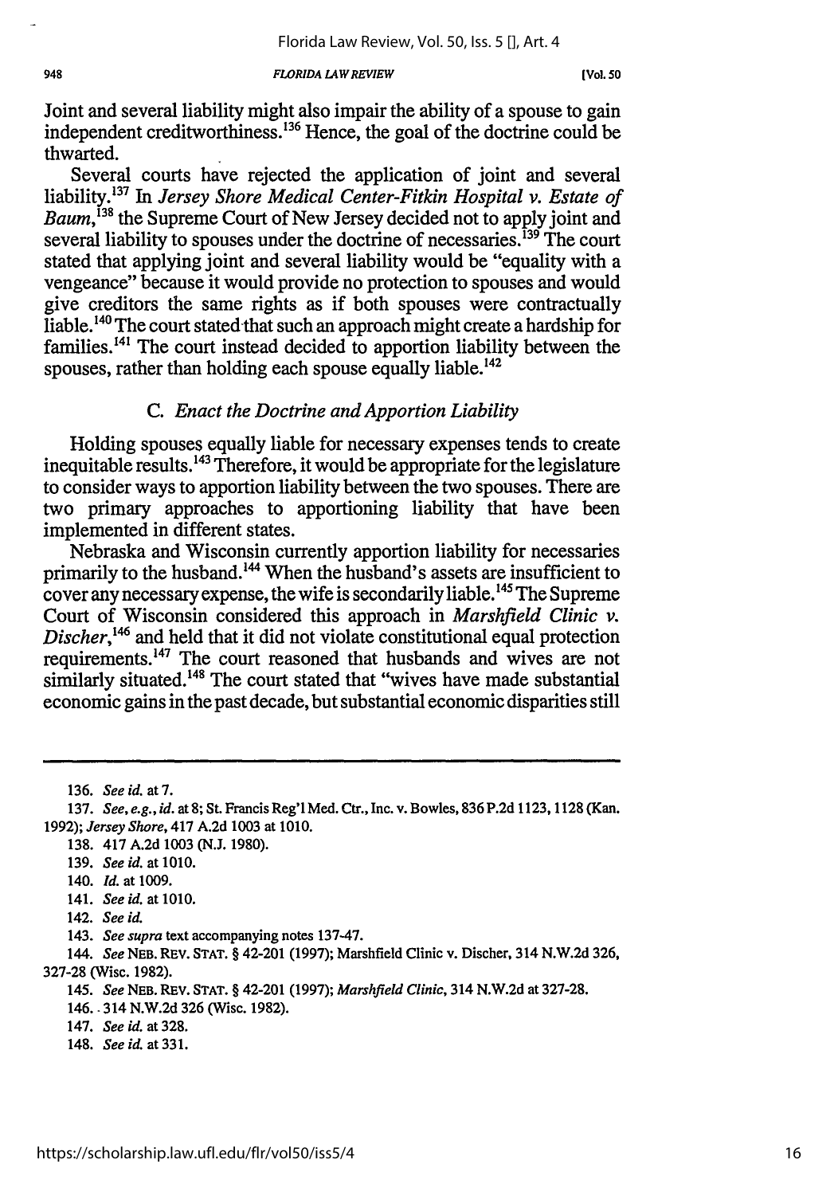Joint and several liability might also impair the ability of a spouse to gain independent creditworthiness.[136] Hence, the goal of the doctrine could be thwarted.

Several courts have rejected the application of joint and several liability.[137] In *Jersey Shore Medical Center-Fitkin Hospital v. Estate of Baum*,[138] the Supreme Court of New Jersey decided not to apply joint and several liability to spouses under the doctrine of necessaries.[139] The court stated that applying joint and several liability would be "equality with a vengeance" because it would provide no protection to spouses and would give creditors the same rights as if both spouses were contractually liable.[140] The court stated that such an approach might create a hardship for families.[141] The court instead decided to apportion liability between the spouses, rather than holding each spouse equally liable.[142]

### C. *Enact the Doctrine and Apportion Liability*

Holding spouses equally liable for necessary expenses tends to create inequitable results.[143] Therefore, it would be appropriate for the legislature to consider ways to apportion liability between the two spouses. There are two primary approaches to apportioning liability that have been implemented in different states.

Nebraska and Wisconsin currently apportion liability for necessaries primarily to the husband.[144] When the husband's assets are insufficient to cover any necessary expense, the wife is secondarily liable.[145] The Supreme Court of Wisconsin considered this approach in *Marshfield Clinic v. Discher*,[146] and held that it did not violate constitutional equal protection requirements.[147] The court reasoned that husbands and wives are not similarly situated.[148] The court stated that "wives have made substantial economic gains in the past decade, but substantial economic disparities still

---

136. *See id.* at 7.

137. *See, e.g., id.* at 8; St. Francis Reg'l Med. Ctr., Inc. v. Bowles, 836 P.2d 1123, 1128 (Kan. 1992); *Jersey Shore*, 417 A.2d 1003 at 1010.

138. 417 A.2d 1003 (N.J. 1980).

139. *See id.* at 1010.

140. *Id.* at 1009.

141. *See id.* at 1010.

142. *See id.*

143. *See supra* text accompanying notes 137-47.

144. *See* NEB. REV. STAT. § 42-201 (1997); Marshfield Clinic v. Discher, 314 N.W.2d 326, 327-28 (Wisc. 1982).

145. *See* NEB. REV. STAT. § 42-201 (1997); *Marshfield Clinic*, 314 N.W.2d at 327-28.

146. 314 N.W.2d 326 (Wisc. 1982).

147. *See id.* at 328.

148. *See id.* at 331.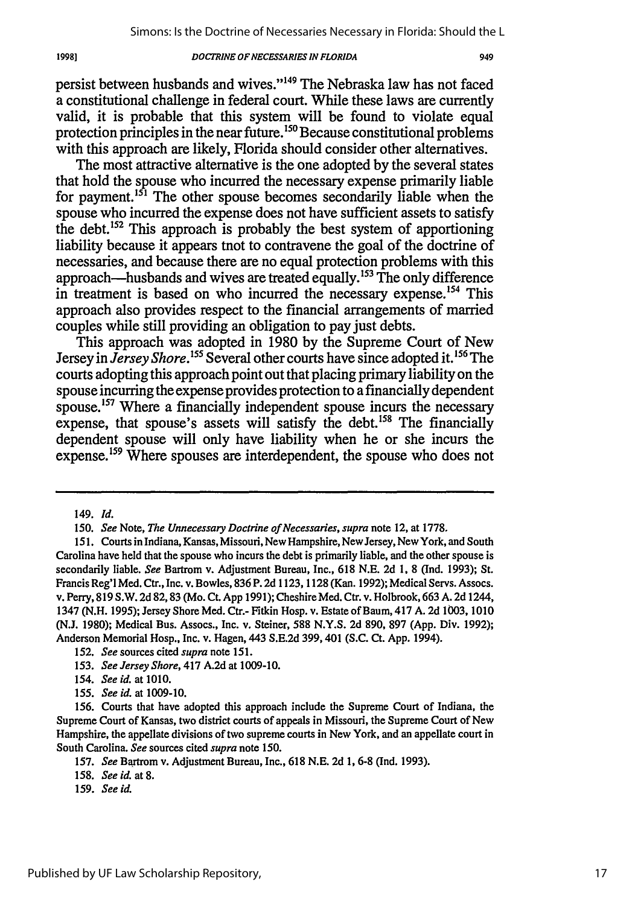persist between husbands and wives."[149] The Nebraska law has not faced a constitutional challenge in federal court. While these laws are currently valid, it is probable that this system will be found to violate equal protection principles in the near future.[150] Because constitutional problems with this approach are likely, Florida should consider other alternatives.

The most attractive alternative is the one adopted by the several states that hold the spouse who incurred the necessary expense primarily liable for payment.[151] The other spouse becomes secondarily liable when the spouse who incurred the expense does not have sufficient assets to satisfy the debt.[152] This approach is probably the best system of apportioning liability because it appears tnot to contravene the goal of the doctrine of necessaries, and because there are no equal protection problems with this approach—husbands and wives are treated equally.[153] The only difference in treatment is based on who incurred the necessary expense.[154] This approach also provides respect to the financial arrangements of married couples while still providing an obligation to pay just debts.

This approach was adopted in 1980 by the Supreme Court of New Jersey in *Jersey Shore*.[155] Several other courts have since adopted it.[156] The courts adopting this approach point out that placing primary liability on the spouse incurring the expense provides protection to a financially dependent spouse.[157] Where a financially independent spouse incurs the necessary expense, that spouse's assets will satisfy the debt.[158] The financially dependent spouse will only have liability when he or she incurs the expense.[159] Where spouses are interdependent, the spouse who does not

---

149. *Id.*

150. *See* Note, *The Unnecessary Doctrine of Necessaries*, *supra* note 12, at 1778.

151. Courts in Indiana, Kansas, Missouri, New Hampshire, New Jersey, New York, and South Carolina have held that the spouse who incurs the debt is primarily liable, and the other spouse is secondarily liable. *See* Bartrom v. Adjustment Bureau, Inc., 618 N.E. 2d 1, 8 (Ind. 1993); St. Francis Reg'l Med. Ctr., Inc. v. Bowles, 836 P. 2d 1123, 1128 (Kan. 1992); Medical Servs. Assocs. v. Perry, 819 S.W. 2d 82, 83 (Mo. Ct. App 1991); Cheshire Med. Ctr. v. Holbrook, 663 A. 2d 1244, 1347 (N.H. 1995); Jersey Shore Med. Ctr.- Fitkin Hosp. v. Estate of Baum, 417 A. 2d 1003, 1010 (N.J. 1980); Medical Bus. Assocs., Inc. v. Steiner, 588 N.Y.S. 2d 890, 897 (App. Div. 1992); Anderson Memorial Hosp., Inc. v. Hagen, 443 S.E.2d 399, 401 (S.C. Ct. App. 1994).

152. *See* sources cited *supra* note 151.

153. *See Jersey Shore*, 417 A.2d at 1009-10.

154. *See id.* at 1010.

155. *See id.* at 1009-10.

156. Courts that have adopted this approach include the Supreme Court of Indiana, the Supreme Court of Kansas, two district courts of appeals in Missouri, the Supreme Court of New Hampshire, the appellate divisions of two supreme courts in New York, and an appellate court in South Carolina. *See* sources cited *supra* note 150.

157. *See* Bartrom v. Adjustment Bureau, Inc., 618 N.E. 2d 1, 6-8 (Ind. 1993).

158. *See id.* at 8.

159. *See id.*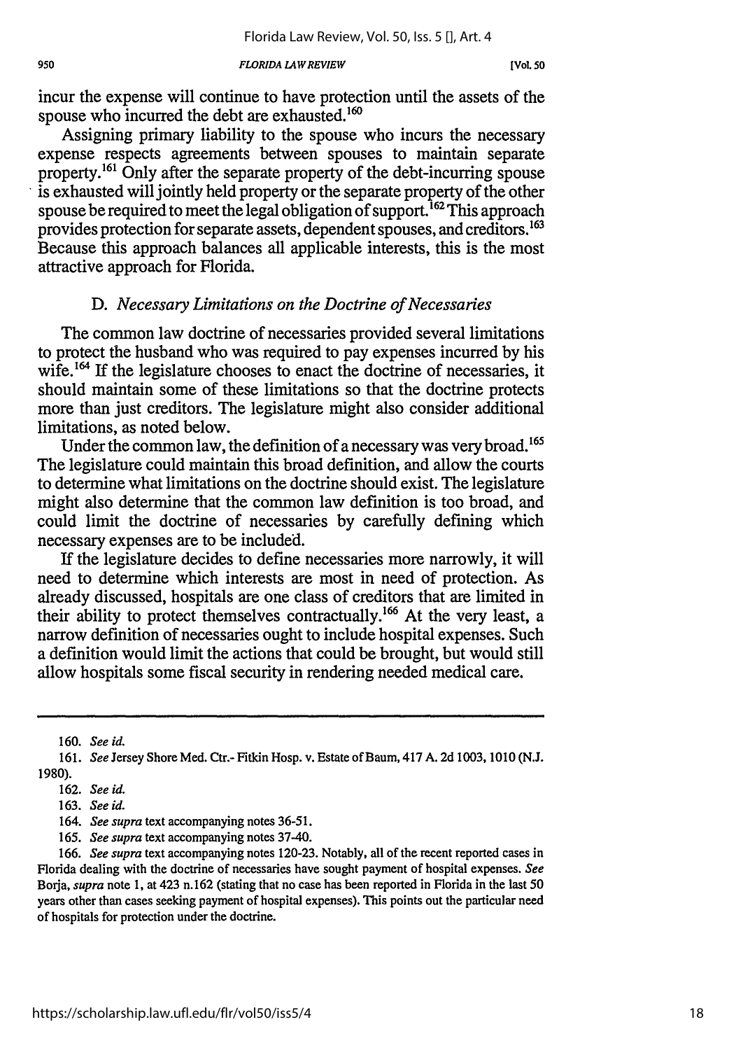incur the expense will continue to have protection until the assets of the spouse who incurred the debt are exhausted.[160]

Assigning primary liability to the spouse who incurs the necessary expense respects agreements between spouses to maintain separate property.[161] Only after the separate property of the debt-incurring spouse is exhausted will jointly held property or the separate property of the other spouse be required to meet the legal obligation of support.[162] This approach provides protection for separate assets, dependent spouses, and creditors.[163] Because this approach balances all applicable interests, this is the most attractive approach for Florida.

### D. *Necessary Limitations on the Doctrine of Necessaries*

The common law doctrine of necessaries provided several limitations to protect the husband who was required to pay expenses incurred by his wife.[164] If the legislature chooses to enact the doctrine of necessaries, it should maintain some of these limitations so that the doctrine protects more than just creditors. The legislature might also consider additional limitations, as noted below.

Under the common law, the definition of a necessary was very broad.[165] The legislature could maintain this broad definition, and allow the courts to determine what limitations on the doctrine should exist. The legislature might also determine that the common law definition is too broad, and could limit the doctrine of necessaries by carefully defining which necessary expenses are to be included.

If the legislature decides to define necessaries more narrowly, it will need to determine which interests are most in need of protection. As already discussed, hospitals are one class of creditors that are limited in their ability to protect themselves contractually.[166] At the very least, a narrow definition of necessaries ought to include hospital expenses. Such a definition would limit the actions that could be brought, but would still allow hospitals some fiscal security in rendering needed medical care.

---

160. *See id.*

161. *See* Jersey Shore Med. Ctr.- Fitkin Hosp. v. Estate of Baum, 417 A. 2d 1003, 1010 (N.J. 1980).

162. *See id.*

163. *See id.*

164. *See supra* text accompanying notes 36-51.

165. *See supra* text accompanying notes 37-40.

166. *See supra* text accompanying notes 120-23. Notably, all of the recent reported cases in Florida dealing with the doctrine of necessaries have sought payment of hospital expenses. *See* Borja, *supra* note 1, at 423 n.162 (stating that no case has been reported in Florida in the last 50 years other than cases seeking payment of hospital expenses). This points out the particular need of hospitals for protection under the doctrine.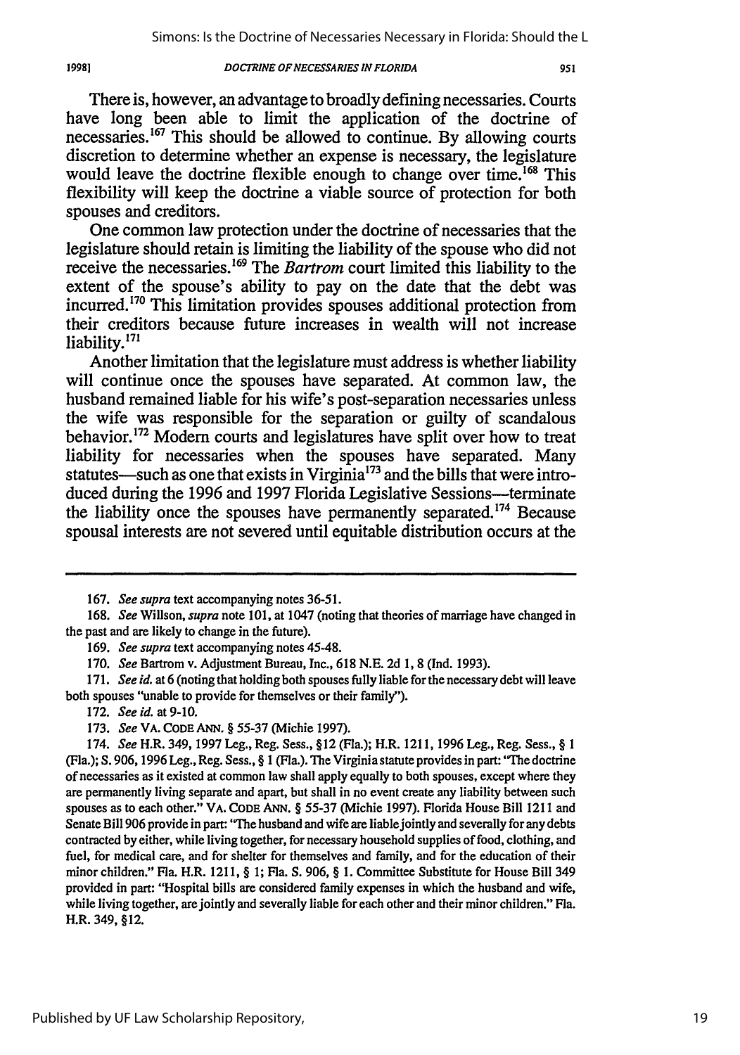There is, however, an advantage to broadly defining necessaries. Courts have long been able to limit the application of the doctrine of necessaries.[167] This should be allowed to continue. By allowing courts discretion to determine whether an expense is necessary, the legislature would leave the doctrine flexible enough to change over time.[168] This flexibility will keep the doctrine a viable source of protection for both spouses and creditors.

One common law protection under the doctrine of necessaries that the legislature should retain is limiting the liability of the spouse who did not receive the necessaries.[169] The *Bartrom* court limited this liability to the extent of the spouse's ability to pay on the date that the debt was incurred.[170] This limitation provides spouses additional protection from their creditors because future increases in wealth will not increase liability.[171]

Another limitation that the legislature must address is whether liability will continue once the spouses have separated. At common law, the husband remained liable for his wife's post-separation necessaries unless the wife was responsible for the separation or guilty of scandalous behavior.[172] Modern courts and legislatures have split over how to treat liability for necessaries when the spouses have separated. Many statutes—such as one that exists in Virginia[173] and the bills that were introduced during the 1996 and 1997 Florida Legislative Sessions—terminate the liability once the spouses have permanently separated.[174] Because spousal interests are not severed until equitable distribution occurs at the

---

167. *See supra* text accompanying notes 36-51.

168. *See* Willson, *supra* note 101, at 1047 (noting that theories of marriage have changed in the past and are likely to change in the future).

169. *See supra* text accompanying notes 45-48.

170. *See* Bartrom v. Adjustment Bureau, Inc., 618 N.E. 2d 1, 8 (Ind. 1993).

171. *See id.* at 6 (noting that holding both spouses fully liable for the necessary debt will leave both spouses "unable to provide for themselves or their family").

172. *See id.* at 9-10.

173. *See* VA. CODE ANN. § 55-37 (Michie 1997).

174. *See* H.R. 349, 1997 Leg., Reg. Sess., §12 (Fla.); H.R. 1211, 1996 Leg., Reg. Sess., § 1 (Fla.); S. 906, 1996 Leg., Reg. Sess., § 1 (Fla.). The Virginia statute provides in part: "The doctrine of necessaries as it existed at common law shall apply equally to both spouses, except where they are permanently living separate and apart, but shall in no event create any liability between such spouses as to each other." VA. CODE ANN. § 55-37 (Michie 1997). Florida House Bill 1211 and Senate Bill 906 provide in part: "The husband and wife are liable jointly and severally for any debts contracted by either, while living together, for necessary household supplies of food, clothing, and fuel, for medical care, and for shelter for themselves and family, and for the education of their minor children." Fla. H.R. 1211, § 1; Fla. S. 906, § 1. Committee Substitute for House Bill 349 provided in part: "Hospital bills are considered family expenses in which the husband and wife, while living together, are jointly and severally liable for each other and their minor children." Fla. H.R. 349, §12.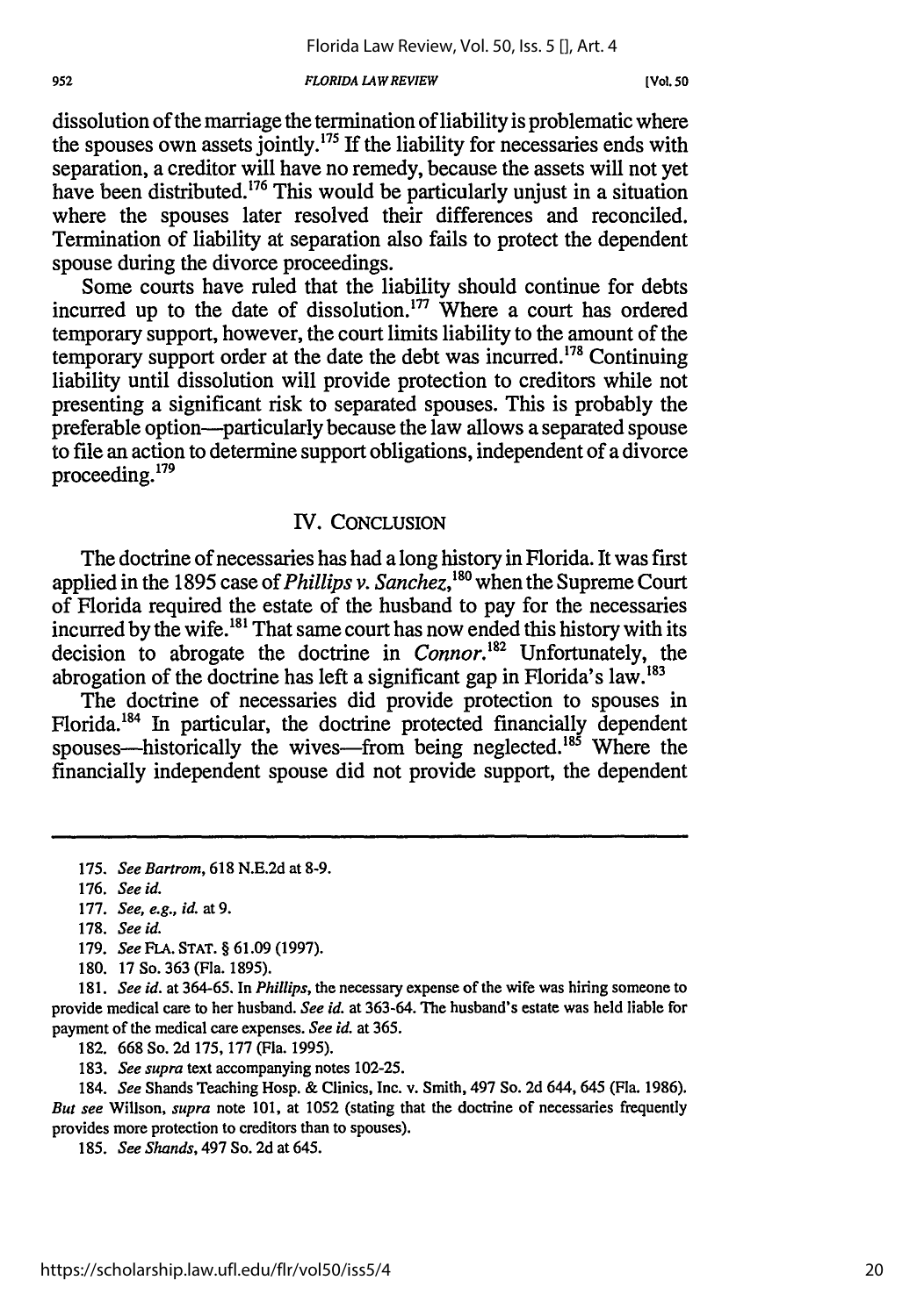dissolution of the marriage the termination of liability is problematic where the spouses own assets jointly.[175] If the liability for necessaries ends with separation, a creditor will have no remedy, because the assets will not yet have been distributed.[176] This would be particularly unjust in a situation where the spouses later resolved their differences and reconciled. Termination of liability at separation also fails to protect the dependent spouse during the divorce proceedings.

Some courts have ruled that the liability should continue for debts incurred up to the date of dissolution.[177] Where a court has ordered temporary support, however, the court limits liability to the amount of the temporary support order at the date the debt was incurred.[178] Continuing liability until dissolution will provide protection to creditors while not presenting a significant risk to separated spouses. This is probably the preferable option—particularly because the law allows a separated spouse to file an action to determine support obligations, independent of a divorce proceeding.[179]

## IV. CONCLUSION

The doctrine of necessaries has had a long history in Florida. It was first applied in the 1895 case of *Phillips v. Sanchez*,[180] when the Supreme Court of Florida required the estate of the husband to pay for the necessaries incurred by the wife.[181] That same court has now ended this history with its decision to abrogate the doctrine in *Connor*.[182] Unfortunately, the abrogation of the doctrine has left a significant gap in Florida's law.[183]

The doctrine of necessaries did provide protection to spouses in Florida.[184] In particular, the doctrine protected financially dependent spouses—historically the wives—from being neglected.[185] Where the financially independent spouse did not provide support, the dependent

---

175. *See Bartrom*, 618 N.E.2d at 8-9.

176. *See id.*

177. *See, e.g., id.* at 9.

178. *See id.*

179. *See* FLA. STAT. § 61.09 (1997).

180. 17 So. 363 (Fla. 1895).

181. *See id.* at 364-65. In *Phillips*, the necessary expense of the wife was hiring someone to provide medical care to her husband. *See id.* at 363-64. The husband's estate was held liable for payment of the medical care expenses. *See id.* at 365.

182. 668 So. 2d 175, 177 (Fla. 1995).

183. *See supra* text accompanying notes 102-25.

184. *See* Shands Teaching Hosp. & Clinics, Inc. v. Smith, 497 So. 2d 644, 645 (Fla. 1986). *But see* Willson, *supra* note 101, at 1052 (stating that the doctrine of necessaries frequently provides more protection to creditors than to spouses).

185. *See Shands*, 497 So. 2d at 645.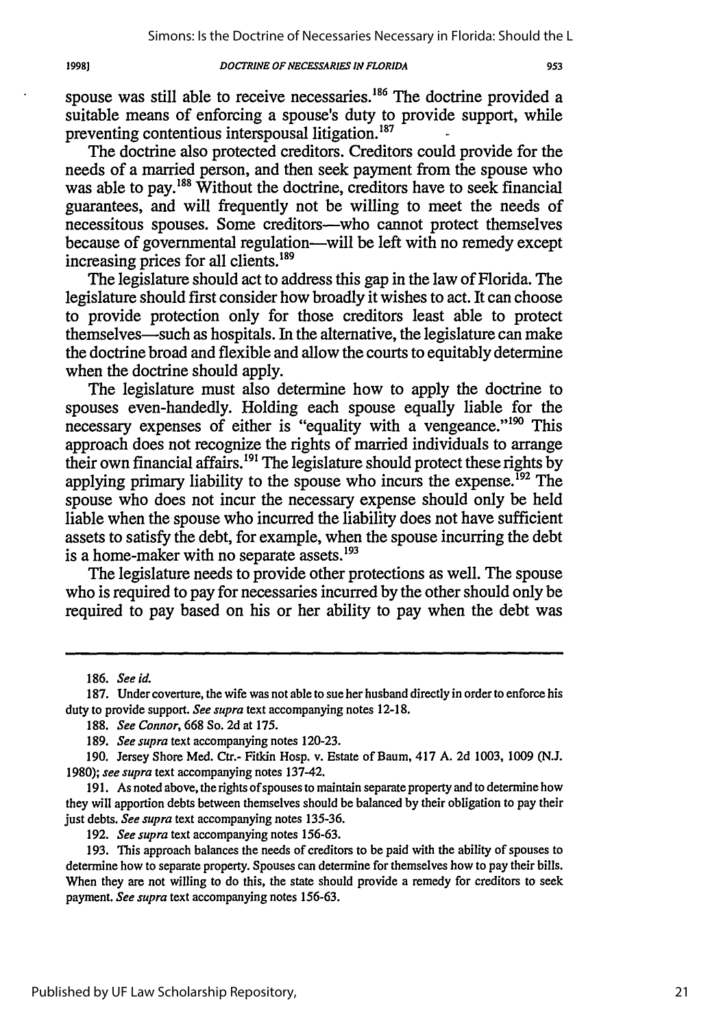spouse was still able to receive necessaries.[186] The doctrine provided a suitable means of enforcing a spouse's duty to provide support, while preventing contentious interspousal litigation.[187]

The doctrine also protected creditors. Creditors could provide for the needs of a married person, and then seek payment from the spouse who was able to pay.[188] Without the doctrine, creditors have to seek financial guarantees, and will frequently not be willing to meet the needs of necessitous spouses. Some creditors—who cannot protect themselves because of governmental regulation—will be left with no remedy except increasing prices for all clients.[189]

The legislature should act to address this gap in the law of Florida. The legislature should first consider how broadly it wishes to act. It can choose to provide protection only for those creditors least able to protect themselves—such as hospitals. In the alternative, the legislature can make the doctrine broad and flexible and allow the courts to equitably determine when the doctrine should apply.

The legislature must also determine how to apply the doctrine to spouses even-handedly. Holding each spouse equally liable for the necessary expenses of either is "equality with a vengeance."[190] This approach does not recognize the rights of married individuals to arrange their own financial affairs.[191] The legislature should protect these rights by applying primary liability to the spouse who incurs the expense.[192] The spouse who does not incur the necessary expense should only be held liable when the spouse who incurred the liability does not have sufficient assets to satisfy the debt, for example, when the spouse incurring the debt is a home-maker with no separate assets.[193]

The legislature needs to provide other protections as well. The spouse who is required to pay for necessaries incurred by the other should only be required to pay based on his or her ability to pay when the debt was

---

186. *See id.*

187. Under coverture, the wife was not able to sue her husband directly in order to enforce his duty to provide support. *See supra* text accompanying notes 12-18.

188. *See Connor*, 668 So. 2d at 175.

189. *See supra* text accompanying notes 120-23.

190. Jersey Shore Med. Ctr.- Fitkin Hosp. v. Estate of Baum, 417 A. 2d 1003, 1009 (N.J. 1980); *see supra* text accompanying notes 137-42.

191. As noted above, the rights of spouses to maintain separate property and to determine how they will apportion debts between themselves should be balanced by their obligation to pay their just debts. *See supra* text accompanying notes 135-36.

192. *See supra* text accompanying notes 156-63.

193. This approach balances the needs of creditors to be paid with the ability of spouses to determine how to separate property. Spouses can determine for themselves how to pay their bills. When they are not willing to do this, the state should provide a remedy for creditors to seek payment. *See supra* text accompanying notes 156-63.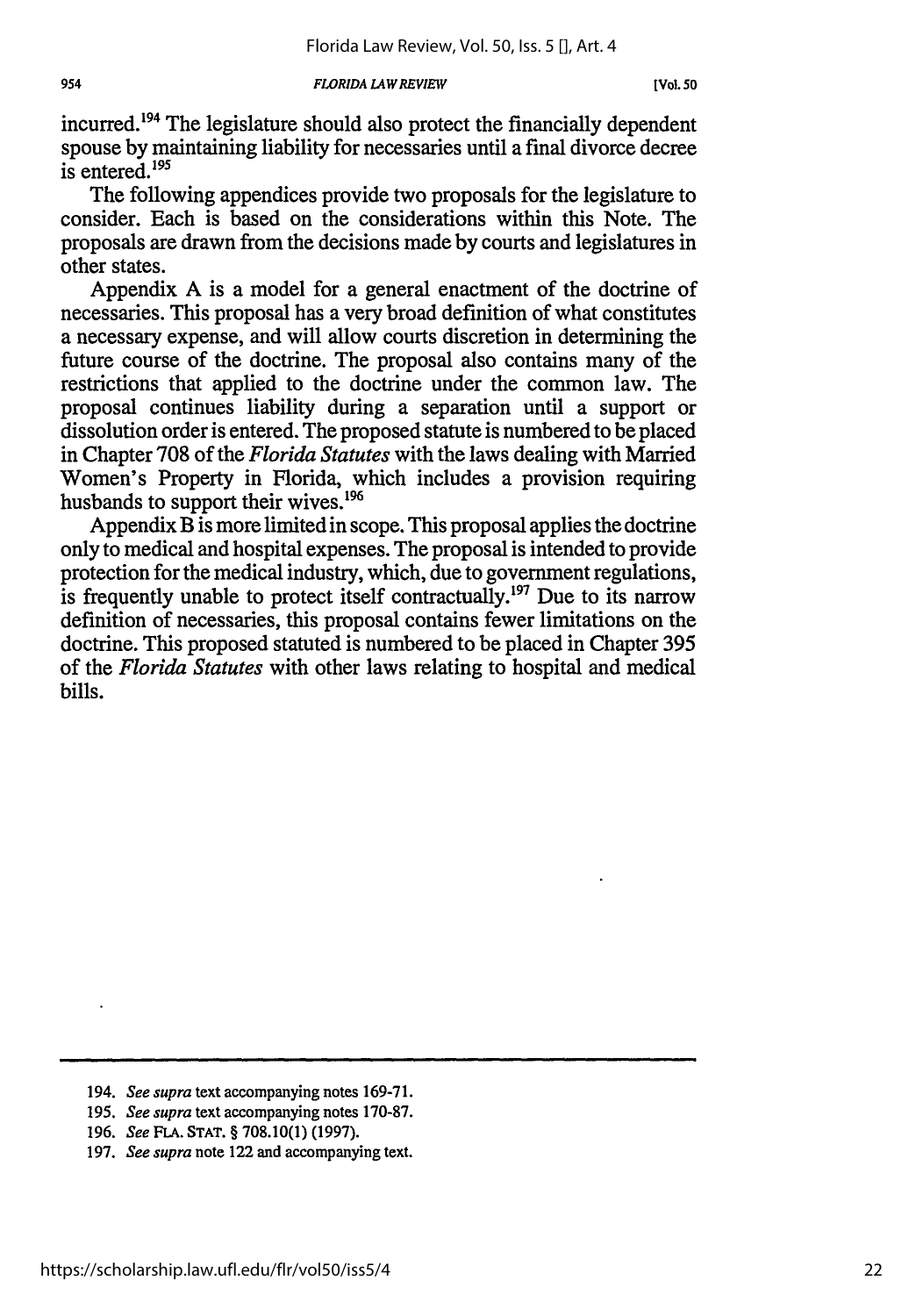incurred.[194] The legislature should also protect the financially dependent spouse by maintaining liability for necessaries until a final divorce decree is entered.[195]

The following appendices provide two proposals for the legislature to consider. Each is based on the considerations within this Note. The proposals are drawn from the decisions made by courts and legislatures in other states.

Appendix A is a model for a general enactment of the doctrine of necessaries. This proposal has a very broad definition of what constitutes a necessary expense, and will allow courts discretion in determining the future course of the doctrine. The proposal also contains many of the restrictions that applied to the doctrine under the common law. The proposal continues liability during a separation until a support or dissolution order is entered. The proposed statute is numbered to be placed in Chapter 708 of the *Florida Statutes* with the laws dealing with Married Women's Property in Florida, which includes a provision requiring husbands to support their wives.[196]

Appendix B is more limited in scope. This proposal applies the doctrine only to medical and hospital expenses. The proposal is intended to provide protection for the medical industry, which, due to government regulations, is frequently unable to protect itself contractually.[197] Due to its narrow definition of necessaries, this proposal contains fewer limitations on the doctrine. This proposed statuted is numbered to be placed in Chapter 395 of the *Florida Statutes* with other laws relating to hospital and medical bills.

---

194. *See supra* text accompanying notes 169-71.

195. *See supra* text accompanying notes 170-87.

196. *See* FLA. STAT. § 708.10(1) (1997).

197. *See supra* note 122 and accompanying text.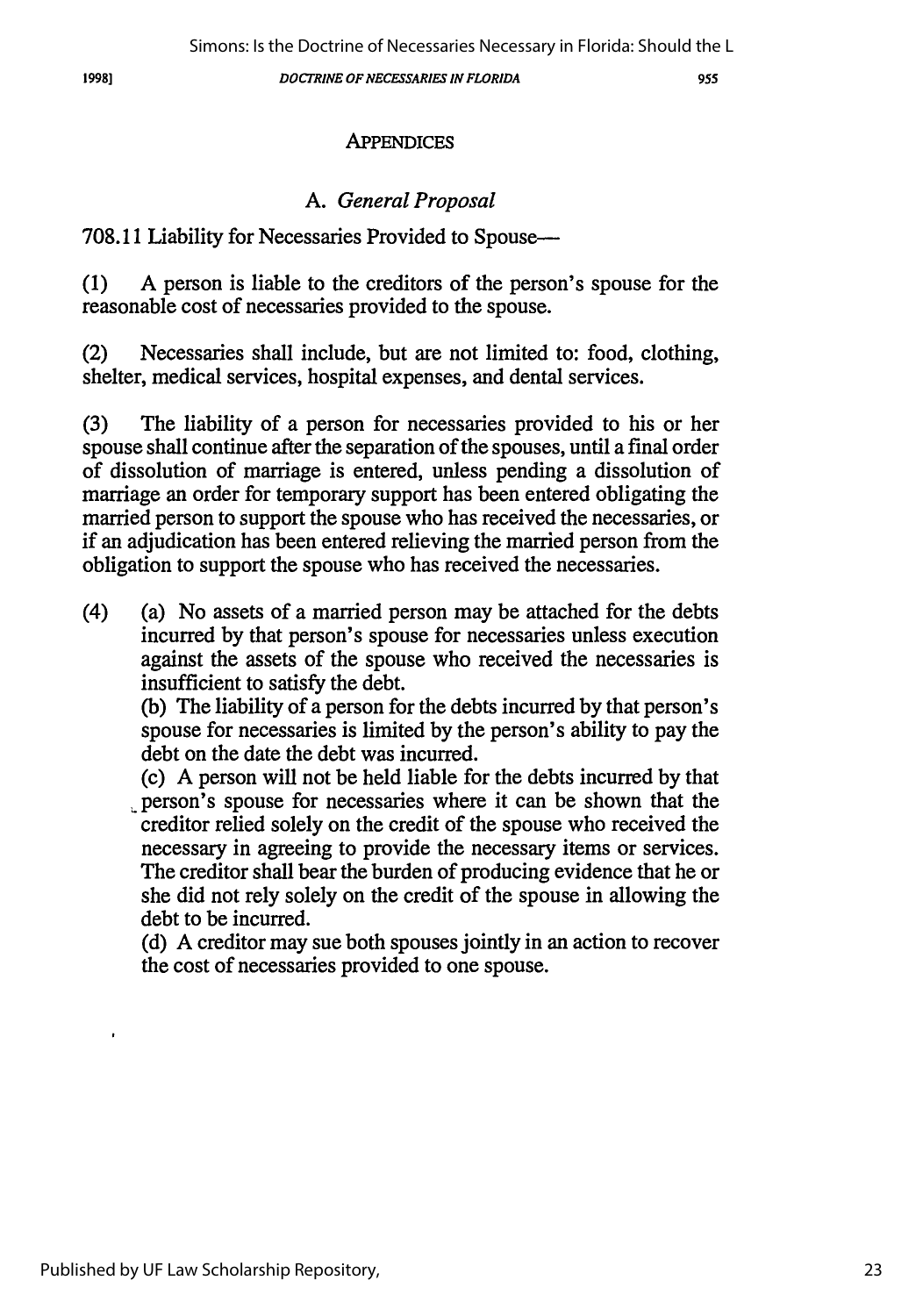## APPENDICES

### A. *General Proposal*

708.11 Liability for Necessaries Provided to Spouse—

(1) A person is liable to the creditors of the person's spouse for the reasonable cost of necessaries provided to the spouse.

(2) Necessaries shall include, but are not limited to: food, clothing, shelter, medical services, hospital expenses, and dental services.

(3) The liability of a person for necessaries provided to his or her spouse shall continue after the separation of the spouses, until a final order of dissolution of marriage is entered, unless pending a dissolution of marriage an order for temporary support has been entered obligating the married person to support the spouse who has received the necessaries, or if an adjudication has been entered relieving the married person from the obligation to support the spouse who has received the necessaries.

(4) (a) No assets of a married person may be attached for the debts incurred by that person's spouse for necessaries unless execution against the assets of the spouse who received the necessaries is insufficient to satisfy the debt.

(b) The liability of a person for the debts incurred by that person's spouse for necessaries is limited by the person's ability to pay the debt on the date the debt was incurred.

(c) A person will not be held liable for the debts incurred by that person's spouse for necessaries where it can be shown that the creditor relied solely on the credit of the spouse who received the necessary in agreeing to provide the necessary items or services. The creditor shall bear the burden of producing evidence that he or she did not rely solely on the credit of the spouse in allowing the debt to be incurred.

(d) A creditor may sue both spouses jointly in an action to recover the cost of necessaries provided to one spouse.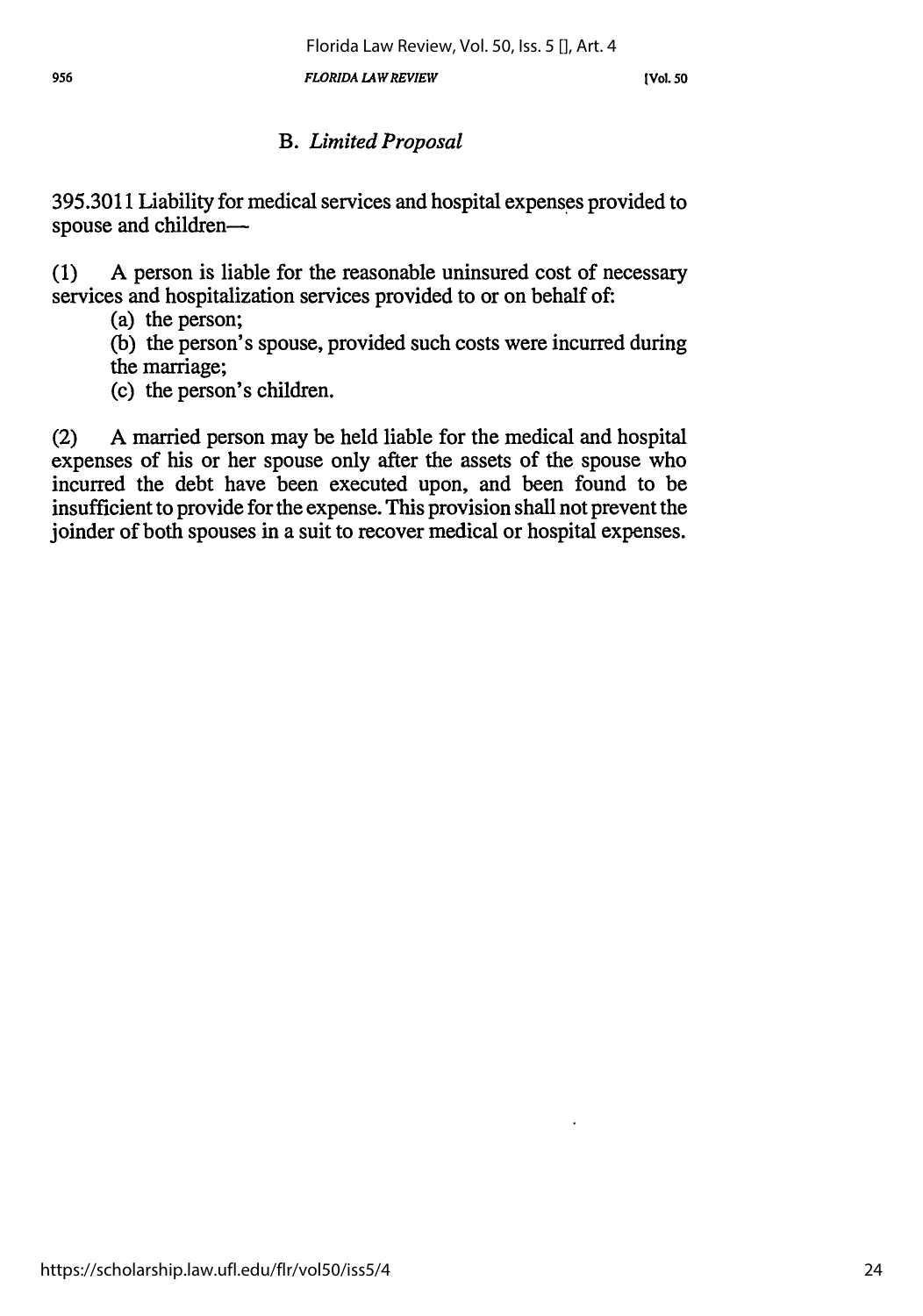### B. *Limited Proposal*

395.3011 Liability for medical services and hospital expenses provided to spouse and children—

(1) A person is liable for the reasonable uninsured cost of necessary services and hospitalization services provided to or on behalf of:

(a) the person;

(b) the person's spouse, provided such costs were incurred during the marriage;

(c) the person's children.

(2) A married person may be held liable for the medical and hospital expenses of his or her spouse only after the assets of the spouse who incurred the debt have been executed upon, and been found to be insufficient to provide for the expense. This provision shall not prevent the joinder of both spouses in a suit to recover medical or hospital expenses.